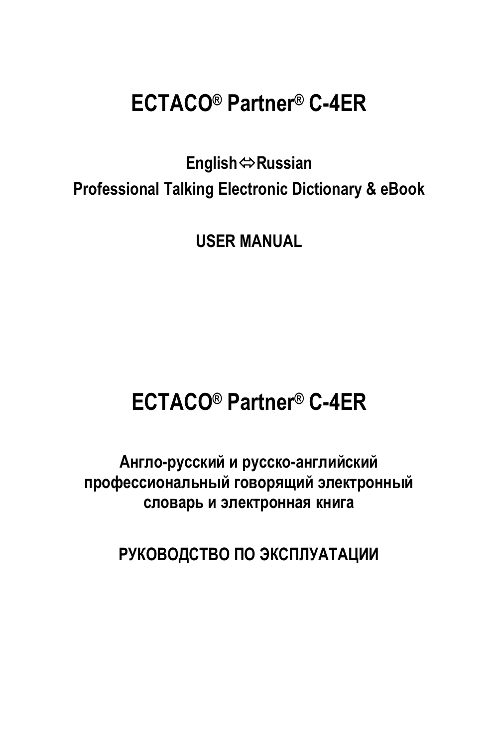# ECTACO® Partner® C-4ER

**English⇔Russian**
**Professional Talking Electronic Dictionary & eBook**

**USER MANUAL**

# ECTACO® Partner® C-4ER

**Англо-русский и русско-английский профессиональный говорящий электронный словарь и электронная книга**

**РУКОВОДСТВО ПО ЭКСПЛУАТАЦИИ**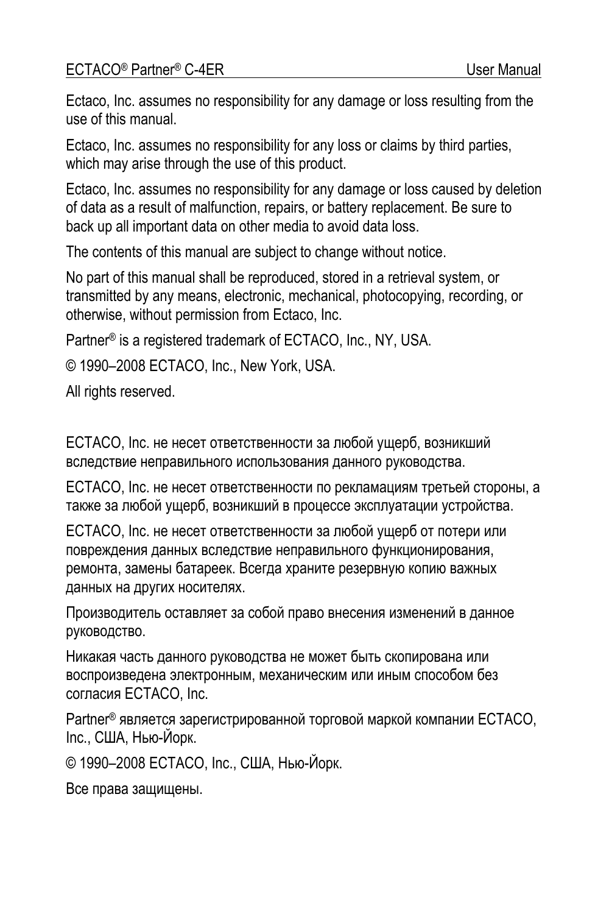Ectaco, Inc. assumes no responsibility for any damage or loss resulting from the use of this manual.

Ectaco, Inc. assumes no responsibility for any loss or claims by third parties, which may arise through the use of this product.

Ectaco, Inc. assumes no responsibility for any damage or loss caused by deletion of data as a result of malfunction, repairs, or battery replacement. Be sure to back up all important data on other media to avoid data loss.

The contents of this manual are subject to change without notice.

No part of this manual shall be reproduced, stored in a retrieval system, or transmitted by any means, electronic, mechanical, photocopying, recording, or otherwise, without permission from Ectaco, Inc.

Partner® is a registered trademark of ECTACO, Inc., NY, USA.

© 1990–2008 ECTACO, Inc., New York, USA.

All rights reserved.

ECTACO, Inc. не несет ответственности за любой ущерб, возникший вследствие неправильного использования данного руководства.

ECTACO, Inc. не несет ответственности по рекламациям третьей стороны, а также за любой ущерб, возникший в процессе эксплуатации устройства.

ECTACO, Inc. не несет ответственности за любой ущерб от потери или повреждения данных вследствие неправильного функционирования, ремонта, замены батареек. Всегда храните резервную копию важных данных на других носителях.

Производитель оставляет за собой право внесения изменений в данное руководство.

Никакая часть данного руководства не может быть скопирована или воспроизведена электронным, механическим или иным способом без согласия ECTACO, Inc.

Partner® является зарегистрированной торговой маркой компании ECTACO, Inc., США, Нью-Йорк.

© 1990–2008 ECTACO, Inc., США, Нью-Йорк.

Все права защищены.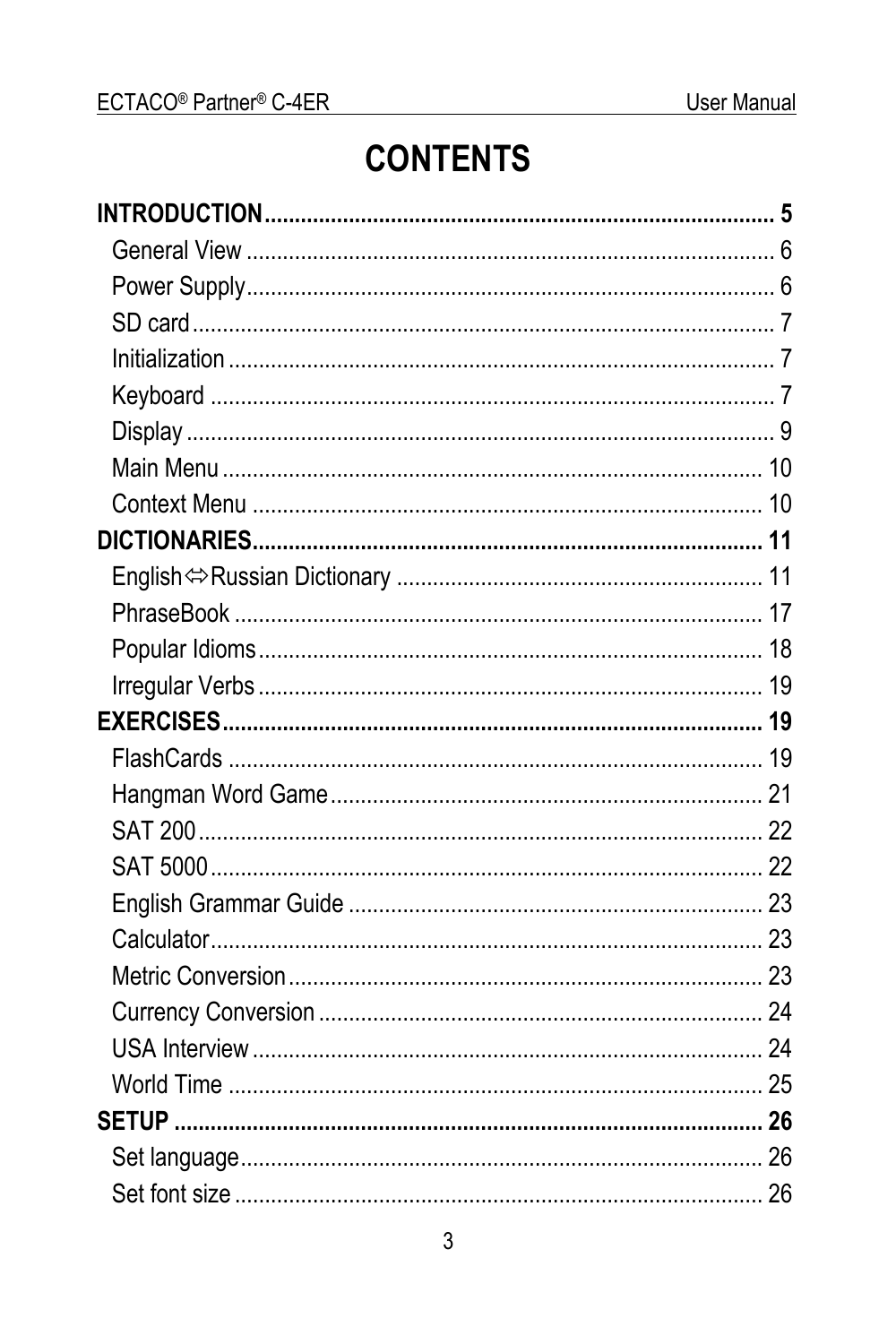# CONTENTS

**INTRODUCTION** .......... **5**
- General View .......... 6
- Power Supply .......... 6
- SD card .......... 7
- Initialization .......... 7
- Keyboard .......... 7
- Display .......... 9
- Main Menu .......... 10
- Context Menu .......... 10

**DICTIONARIES** .......... **11**
- English⇔Russian Dictionary .......... 11
- PhraseBook .......... 17
- Popular Idioms .......... 18
- Irregular Verbs .......... 19

**EXERCISES** .......... **19**
- FlashCards .......... 19
- Hangman Word Game .......... 21
- SAT 200 .......... 22
- SAT 5000 .......... 22
- English Grammar Guide .......... 23
- Calculator .......... 23
- Metric Conversion .......... 23
- Currency Conversion .......... 24
- USA Interview .......... 24
- World Time .......... 25

**SETUP** .......... **26**
- Set language .......... 26
- Set font size .......... 26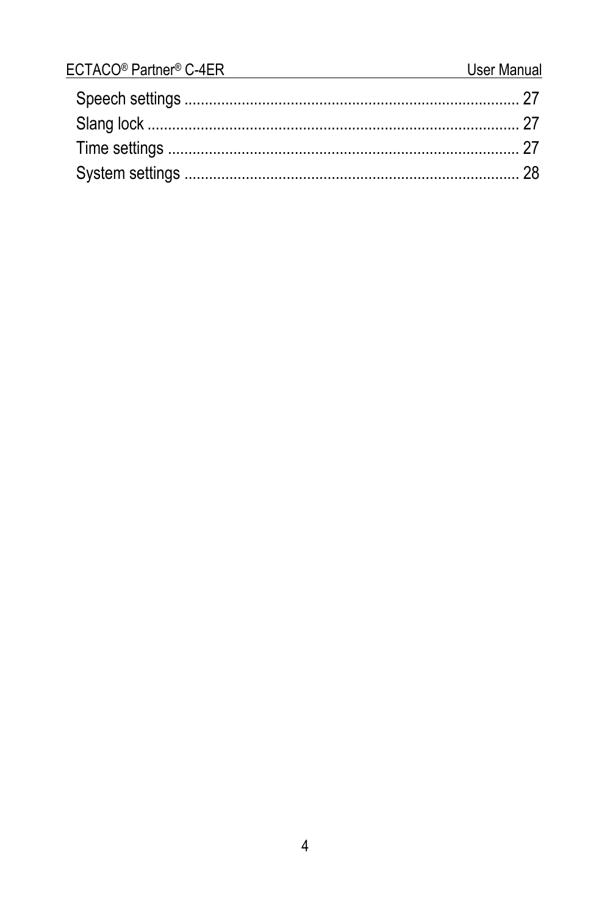Speech settings ................................................................................. 27
Slang lock .......................................................................................... 27
Time settings ..................................................................................... 27
System settings ................................................................................. 28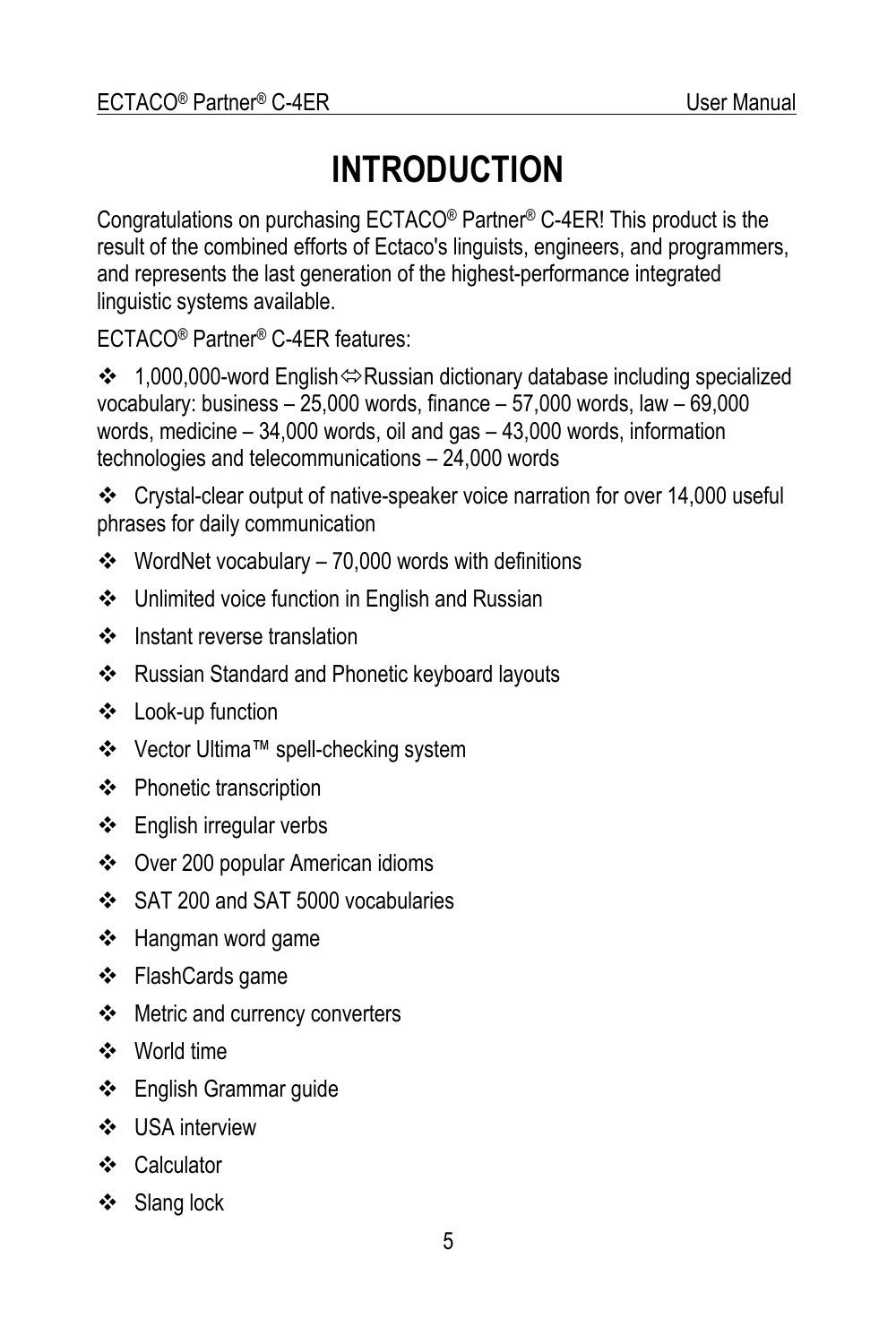# INTRODUCTION

Congratulations on purchasing ECTACO® Partner® C-4ER! This product is the result of the combined efforts of Ectaco's linguists, engineers, and programmers, and represents the last generation of the highest-performance integrated linguistic systems available.

ECTACO® Partner® C-4ER features:

- 1,000,000-word English⇔Russian dictionary database including specialized vocabulary: business – 25,000 words, finance – 57,000 words, law – 69,000 words, medicine – 34,000 words, oil and gas – 43,000 words, information technologies and telecommunications – 24,000 words
- Crystal-clear output of native-speaker voice narration for over 14,000 useful phrases for daily communication
- WordNet vocabulary – 70,000 words with definitions
- Unlimited voice function in English and Russian
- Instant reverse translation
- Russian Standard and Phonetic keyboard layouts
- Look-up function
- Vector Ultima™ spell-checking system
- Phonetic transcription
- English irregular verbs
- Over 200 popular American idioms
- SAT 200 and SAT 5000 vocabularies
- Hangman word game
- FlashCards game
- Metric and currency converters
- World time
- English Grammar guide
- USA interview
- Calculator
- Slang lock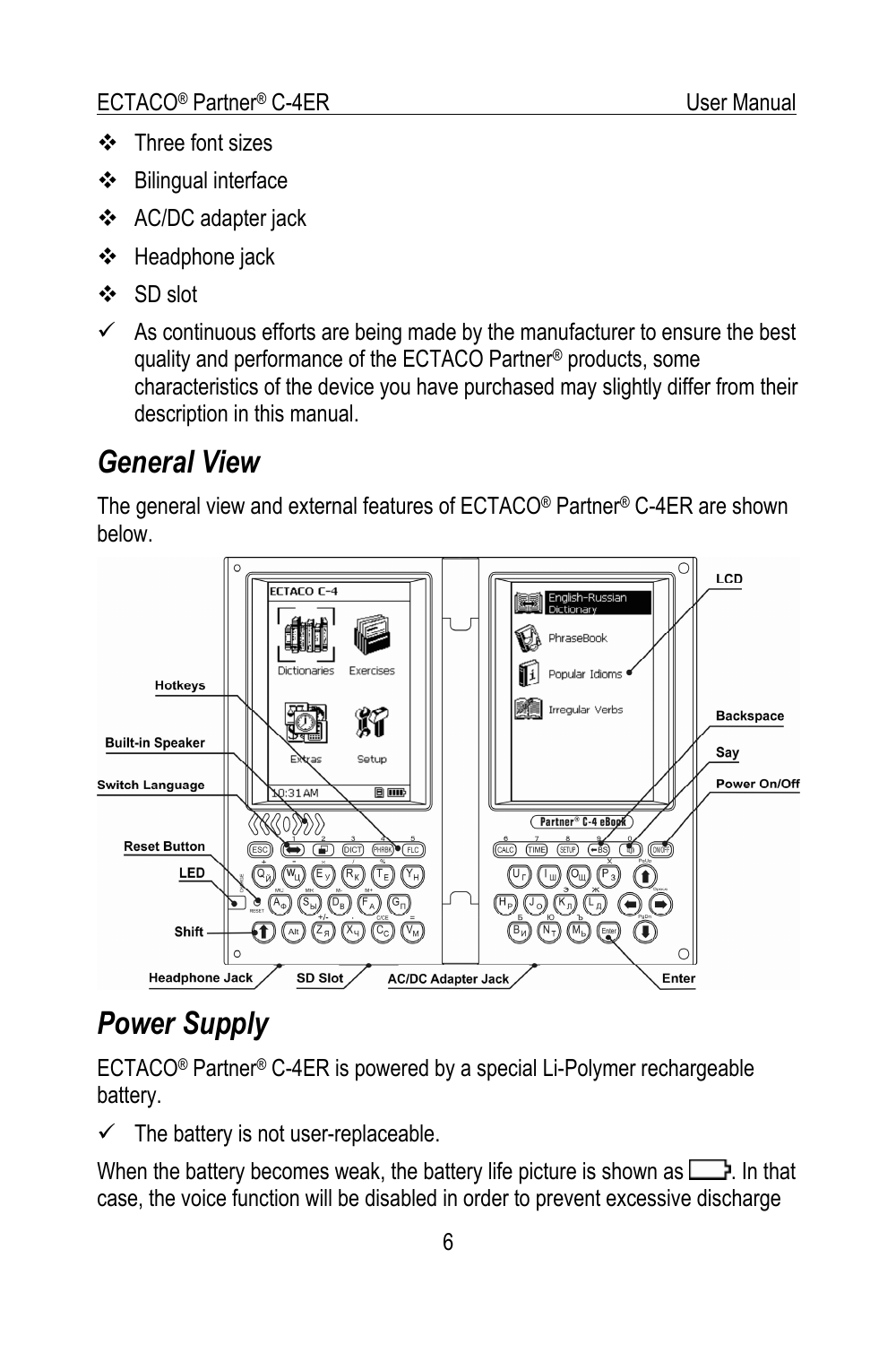- Three font sizes
- Bilingual interface
- AC/DC adapter jack
- Headphone jack
- SD slot

✓ As continuous efforts are being made by the manufacturer to ensure the best quality and performance of the ECTACO Partner® products, some characteristics of the device you have purchased may slightly differ from their description in this manual.

## *General View*

The general view and external features of ECTACO® Partner® C-4ER are shown below.

## *Power Supply*

ECTACO® Partner® C-4ER is powered by a special Li-Polymer rechargeable battery.

✓ The battery is not user-replaceable.

When the battery becomes weak, the battery life picture is shown as ▭. In that case, the voice function will be disabled in order to prevent excessive discharge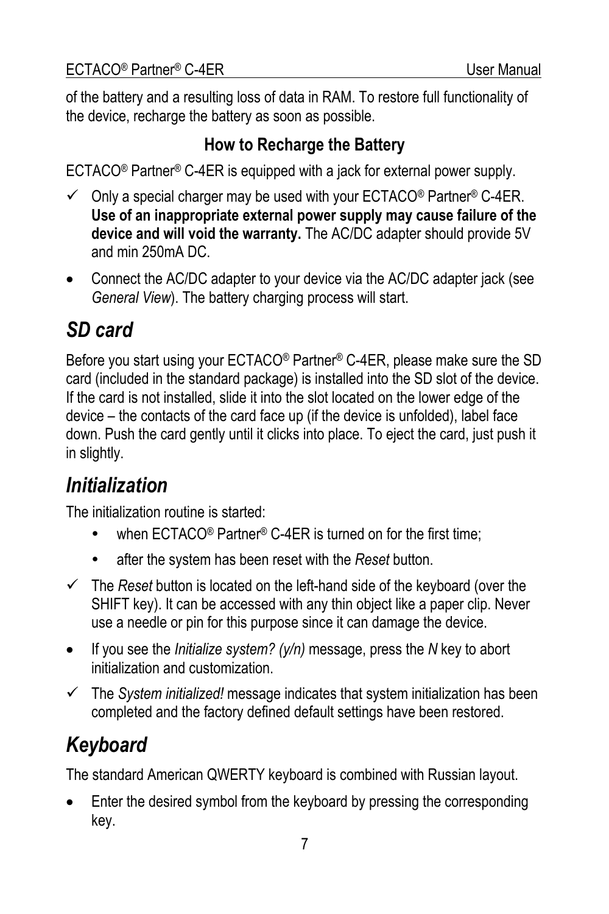of the battery and a resulting loss of data in RAM. To restore full functionality of the device, recharge the battery as soon as possible.

### How to Recharge the Battery

ECTACO® Partner® C-4ER is equipped with a jack for external power supply.

- ✓ Only a special charger may be used with your ECTACO® Partner® C-4ER. **Use of an inappropriate external power supply may cause failure of the device and will void the warranty.** The AC/DC adapter should provide 5V and min 250mA DC.

- Connect the AC/DC adapter to your device via the AC/DC adapter jack (see *General View*). The battery charging process will start.

## *SD card*

Before you start using your ECTACO® Partner® C-4ER, please make sure the SD card (included in the standard package) is installed into the SD slot of the device. If the card is not installed, slide it into the slot located on the lower edge of the device – the contacts of the card face up (if the device is unfolded), label face down. Push the card gently until it clicks into place. To eject the card, just push it in slightly.

## *Initialization*

The initialization routine is started:

- when ECTACO® Partner® C-4ER is turned on for the first time;
- after the system has been reset with the *Reset* button.

- ✓ The *Reset* button is located on the left-hand side of the keyboard (over the SHIFT key). It can be accessed with any thin object like a paper clip. Never use a needle or pin for this purpose since it can damage the device.

- If you see the *Initialize system? (y/n)* message, press the *N* key to abort initialization and customization.

- ✓ The *System initialized!* message indicates that system initialization has been completed and the factory defined default settings have been restored.

## *Keyboard*

The standard American QWERTY keyboard is combined with Russian layout.

- Enter the desired symbol from the keyboard by pressing the corresponding key.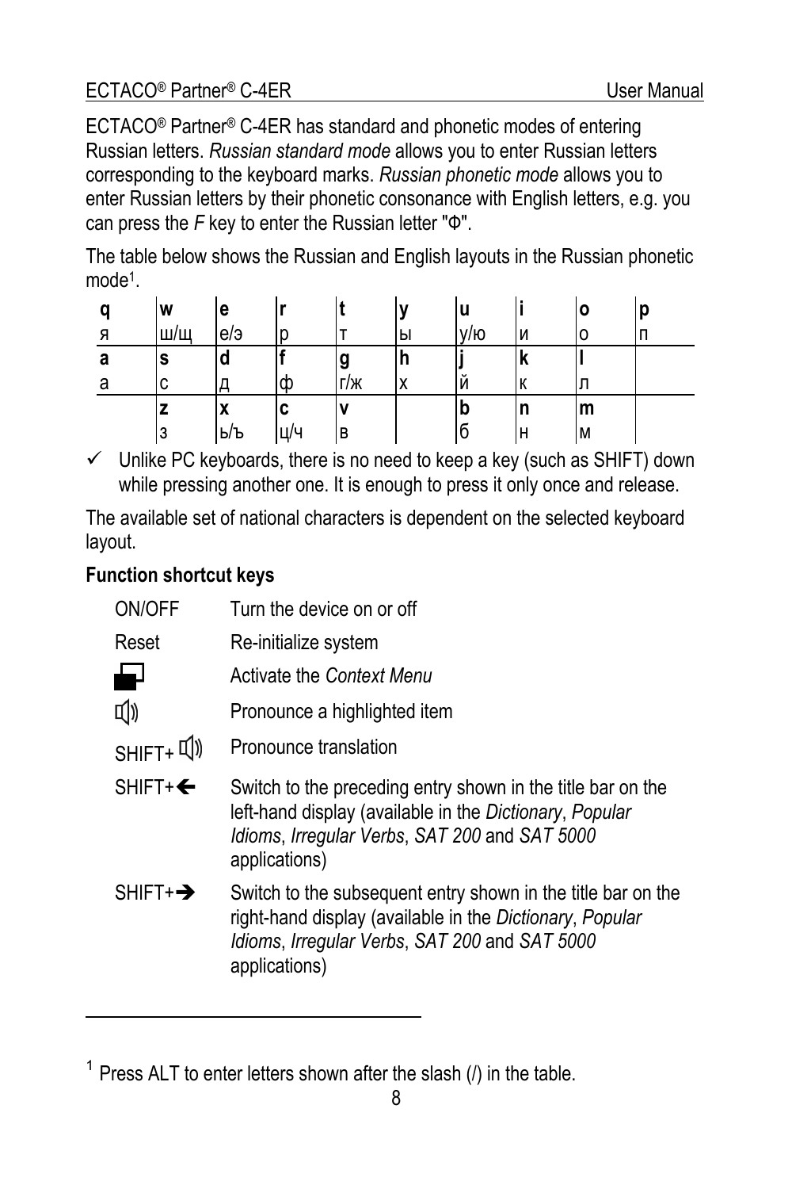ECTACO® Partner® C-4ER has standard and phonetic modes of entering Russian letters. *Russian standard mode* allows you to enter Russian letters corresponding to the keyboard marks. *Russian phonetic mode* allows you to enter Russian letters by their phonetic consonance with English letters, e.g. you can press the *F* key to enter the Russian letter "Ф".

The table below shows the Russian and English layouts in the Russian phonetic mode[1].

| **q** | **w** | **e** | **r** | **t** | **y** | **u** | **i** | **o** | **p** |
|---|---|---|---|---|---|---|---|---|---|
| я | ш/щ | е/э | р | т | ы | у/ю | и | о | п |
| **a** | **s** | **d** | **f** | **g** | **h** | **j** | **k** | **l** | |
| а | с | д | ф | г/ж | х | й | к | л | |
| | **z** | **x** | **c** | **v** | | **b** | **n** | **m** | |
| | з | ь/ъ | ц/ч | в | | б | н | м | |

✓ Unlike PC keyboards, there is no need to keep a key (such as SHIFT) down while pressing another one. It is enough to press it only once and release.

The available set of national characters is dependent on the selected keyboard layout.

**Function shortcut keys**

| | |
|---|---|
| ON/OFF | Turn the device on or off |
| Reset | Re-initialize system |
| (Context Menu key) | Activate the *Context Menu* |
| (Speaker key) | Pronounce a highlighted item |
| SHIFT+ (Speaker key) | Pronounce translation |
| SHIFT+← | Switch to the preceding entry shown in the title bar on the left-hand display (available in the *Dictionary*, *Popular Idioms*, *Irregular Verbs*, *SAT 200* and *SAT 5000* applications) |
| SHIFT+→ | Switch to the subsequent entry shown in the title bar on the right-hand display (available in the *Dictionary*, *Popular Idioms*, *Irregular Verbs*, *SAT 200* and *SAT 5000* applications) |

[1] Press ALT to enter letters shown after the slash (/) in the table.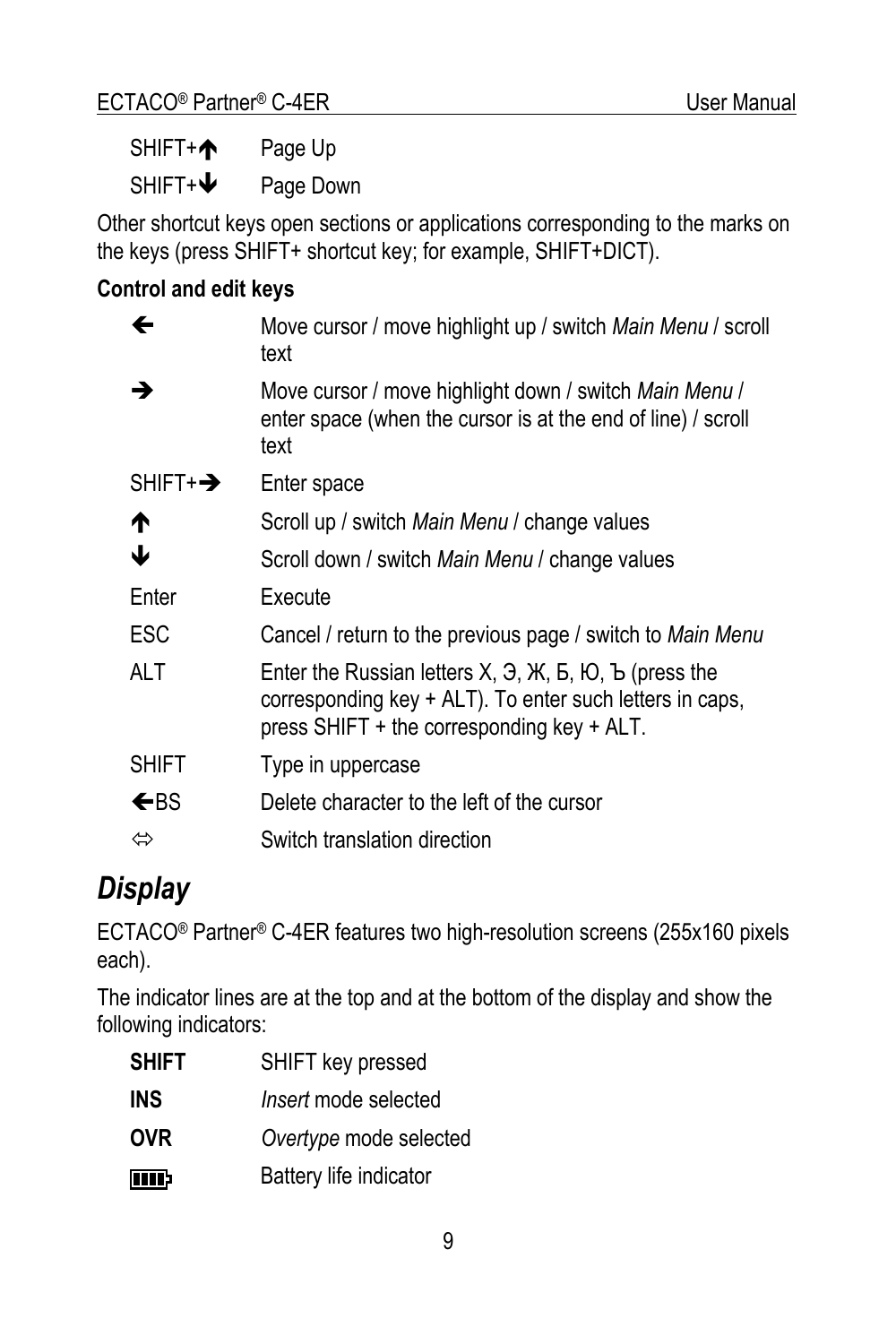| | |
|---|---|
| SHIFT+🡅 | Page Up |
| SHIFT+🡇 | Page Down |

Other shortcut keys open sections or applications corresponding to the marks on the keys (press SHIFT+ shortcut key; for example, SHIFT+DICT).

**Control and edit keys**

| | |
|---|---|
| 🡄 | Move cursor / move highlight up / switch *Main Menu* / scroll text |
| 🡆 | Move cursor / move highlight down / switch *Main Menu* / enter space (when the cursor is at the end of line) / scroll text |
| SHIFT+🡆 | Enter space |
| 🡅 | Scroll up / switch *Main Menu* / change values |
| 🡇 | Scroll down / switch *Main Menu* / change values |
| Enter | Execute |
| ESC | Cancel / return to the previous page / switch to *Main Menu* |
| ALT | Enter the Russian letters Х, Э, Ж, Б, Ю, Ъ (press the corresponding key + ALT). To enter such letters in caps, press SHIFT + the corresponding key + ALT. |
| SHIFT | Type in uppercase |
| 🡄BS | Delete character to the left of the cursor |
| ⇔ | Switch translation direction |

## *Display*

ECTACO® Partner® C-4ER features two high-resolution screens (255x160 pixels each).

The indicator lines are at the top and at the bottom of the display and show the following indicators:

| | |
|---|---|
| **SHIFT** | SHIFT key pressed |
| **INS** | *Insert* mode selected |
| **OVR** | *Overtype* mode selected |
| 🔋 | Battery life indicator |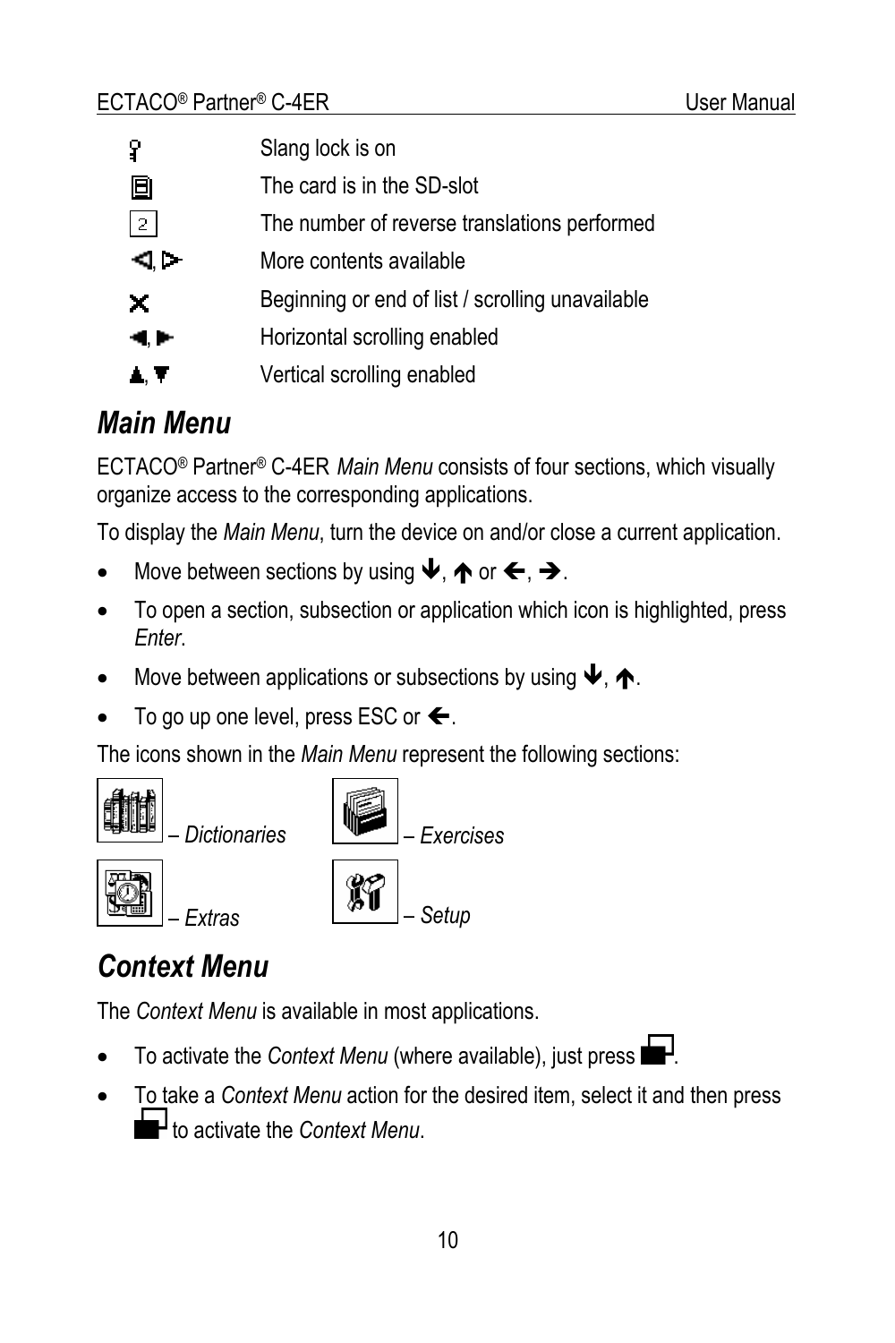| Icon | Description |
|---|---|
| 🔑 | Slang lock is on |
| ▤ | The card is in the SD-slot |
| 2 | The number of reverse translations performed |
| ◁, ▷ | More contents available |
| ✕ | Beginning or end of list / scrolling unavailable |
| ◄, ► | Horizontal scrolling enabled |
| ▲, ▼ | Vertical scrolling enabled |

## Main Menu

ECTACO® Partner® C-4ER *Main Menu* consists of four sections, which visually organize access to the corresponding applications.

To display the *Main Menu*, turn the device on and/or close a current application.

- Move between sections by using ↓, ↑ or ←, →.
- To open a section, subsection or application which icon is highlighted, press *Enter*.
- Move between applications or subsections by using ↓, ↑.
- To go up one level, press ESC or ←.

The icons shown in the *Main Menu* represent the following sections:

– *Dictionaries* – *Exercises*

– *Extras* – *Setup*

## Context Menu

The *Context Menu* is available in most applications.

- To activate the *Context Menu* (where available), just press ▀.
- To take a *Context Menu* action for the desired item, select it and then press ▀ to activate the *Context Menu*.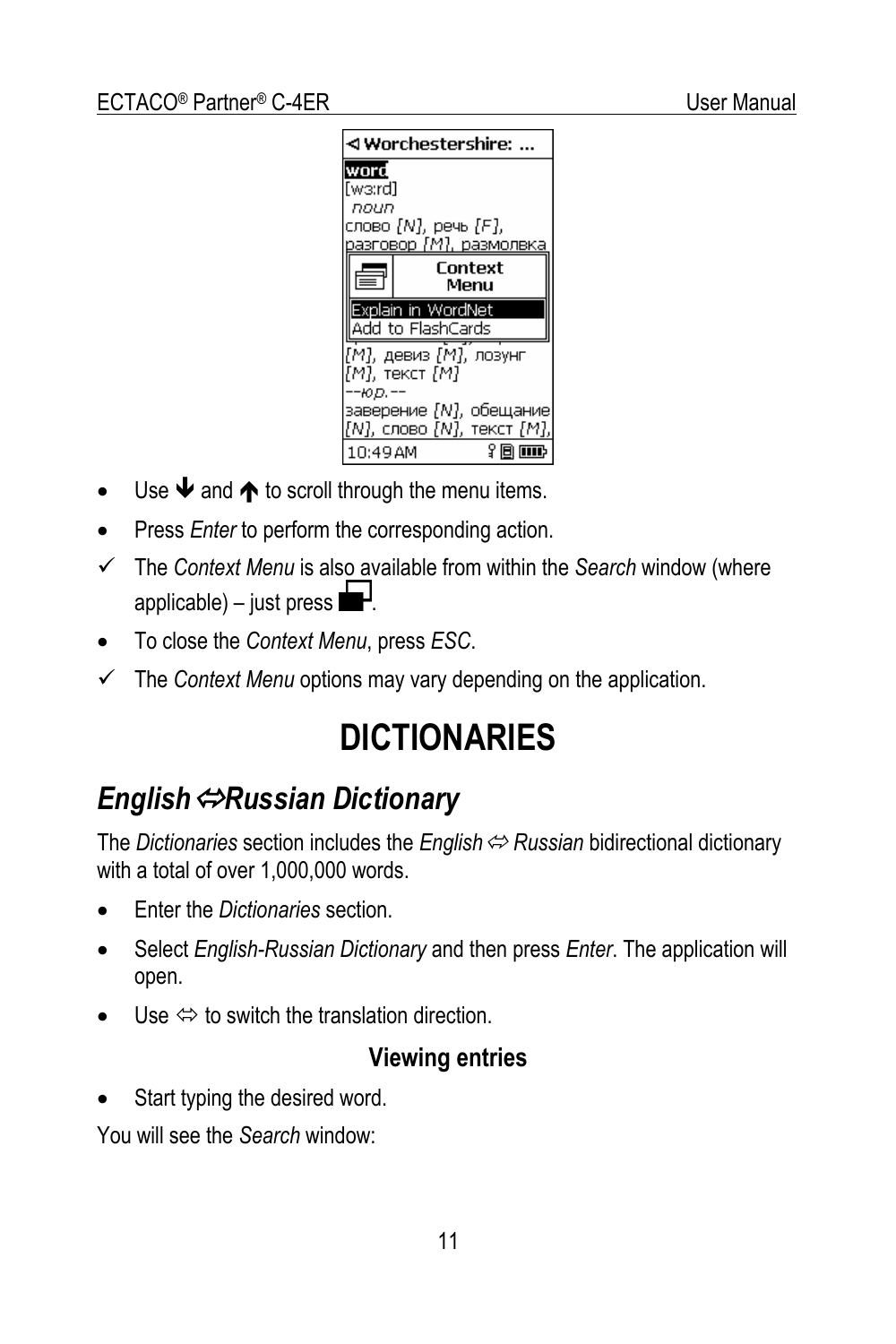- Use ↓ and ↑ to scroll through the menu items.
- Press *Enter* to perform the corresponding action.

✓ The *Context Menu* is also available from within the *Search* window (where applicable) – just press ▪.

- To close the *Context Menu*, press *ESC*.

✓ The *Context Menu* options may vary depending on the application.

# DICTIONARIES

## *English⇔Russian Dictionary*

The *Dictionaries* section includes the *English ⇔ Russian* bidirectional dictionary with a total of over 1,000,000 words.

- Enter the *Dictionaries* section.
- Select *English-Russian Dictionary* and then press *Enter*. The application will open.
- Use ⇔ to switch the translation direction.

### Viewing entries

- Start typing the desired word.

You will see the *Search* window: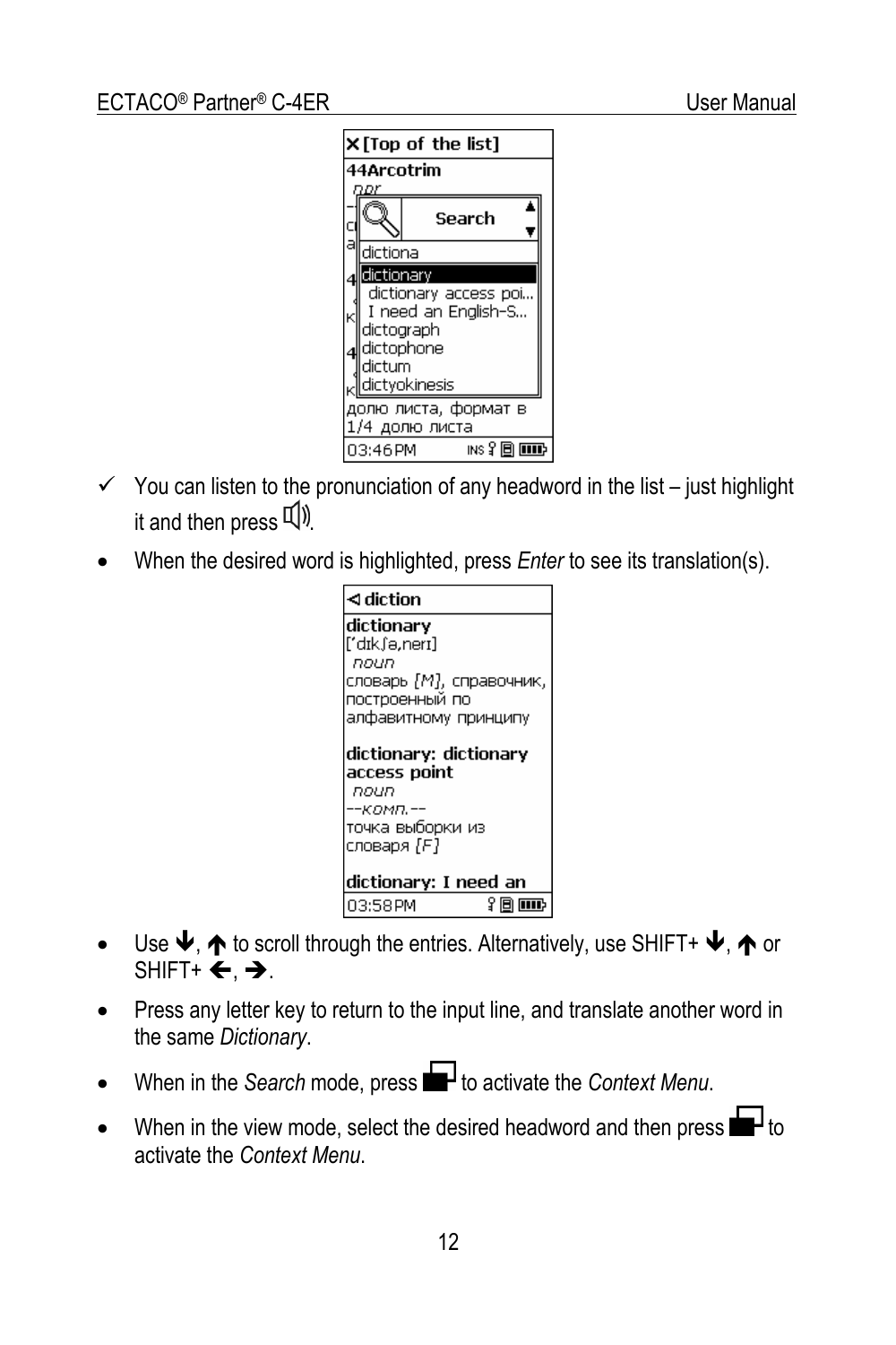- ✓ You can listen to the pronunciation of any headword in the list – just highlight it and then press 🔊.
- When the desired word is highlighted, press *Enter* to see its translation(s).
- Use ↓, ↑ to scroll through the entries. Alternatively, use SHIFT+ ↓, ↑ or SHIFT+ ←, →.
- Press any letter key to return to the input line, and translate another word in the same *Dictionary*.
- When in the *Search* mode, press [context menu key] to activate the *Context Menu*.
- When in the view mode, select the desired headword and then press [context menu key] to activate the *Context Menu*.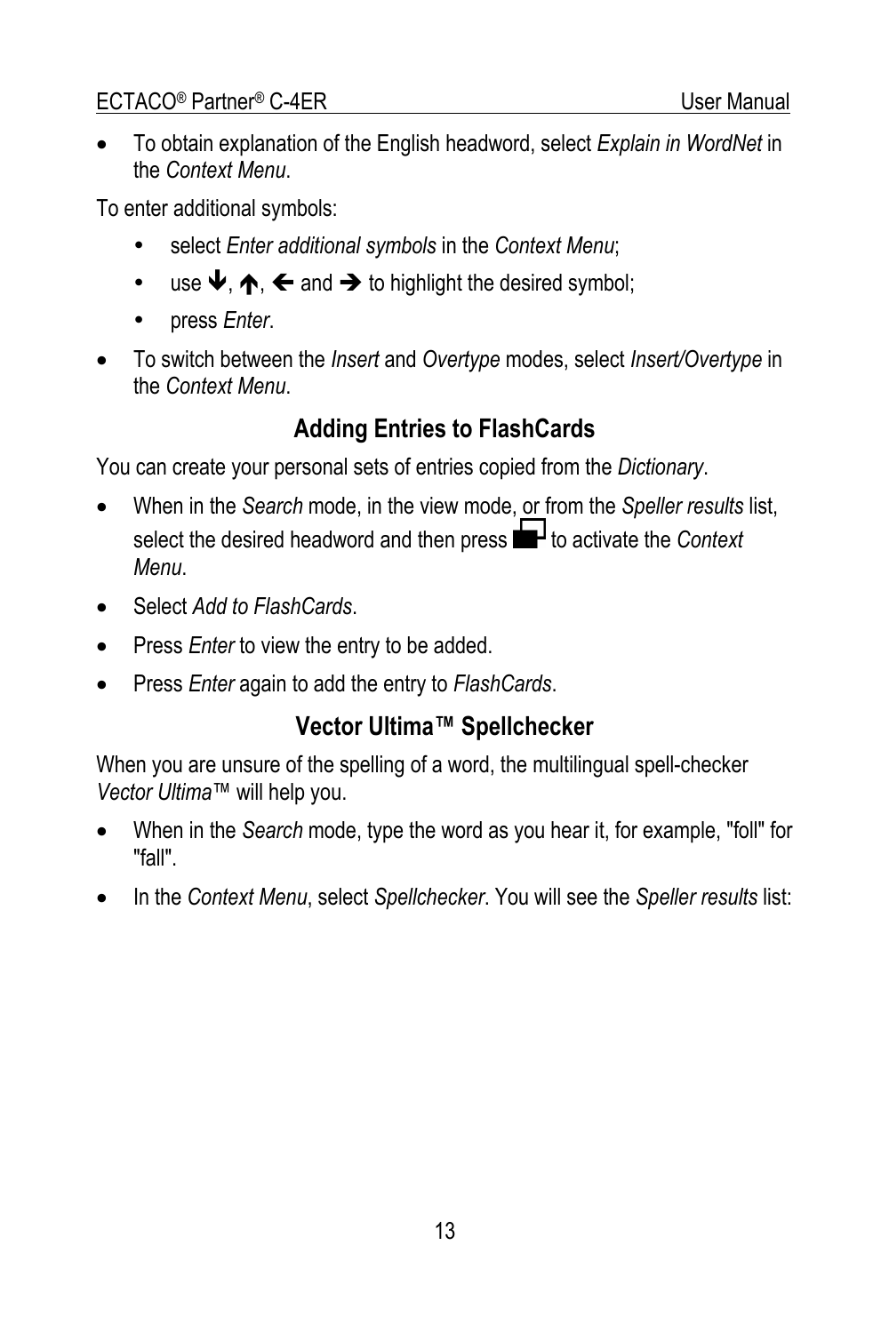- To obtain explanation of the English headword, select *Explain in WordNet* in the *Context Menu*.

To enter additional symbols:

- select *Enter additional symbols* in the *Context Menu*;
- use ↓, ↑, ← and → to highlight the desired symbol;
- press *Enter*.

- To switch between the *Insert* and *Overtype* modes, select *Insert/Overtype* in the *Context Menu*.

## Adding Entries to FlashCards

You can create your personal sets of entries copied from the *Dictionary*.

- When in the *Search* mode, in the view mode, or from the *Speller results* list, select the desired headword and then press ▀ to activate the *Context Menu*.
- Select *Add to FlashCards*.
- Press *Enter* to view the entry to be added.
- Press *Enter* again to add the entry to *FlashCards*.

## Vector Ultima™ Spellchecker

When you are unsure of the spelling of a word, the multilingual spell-checker *Vector Ultima*™ will help you.

- When in the *Search* mode, type the word as you hear it, for example, "foll" for "fall".
- In the *Context Menu*, select *Spellchecker*. You will see the *Speller results* list: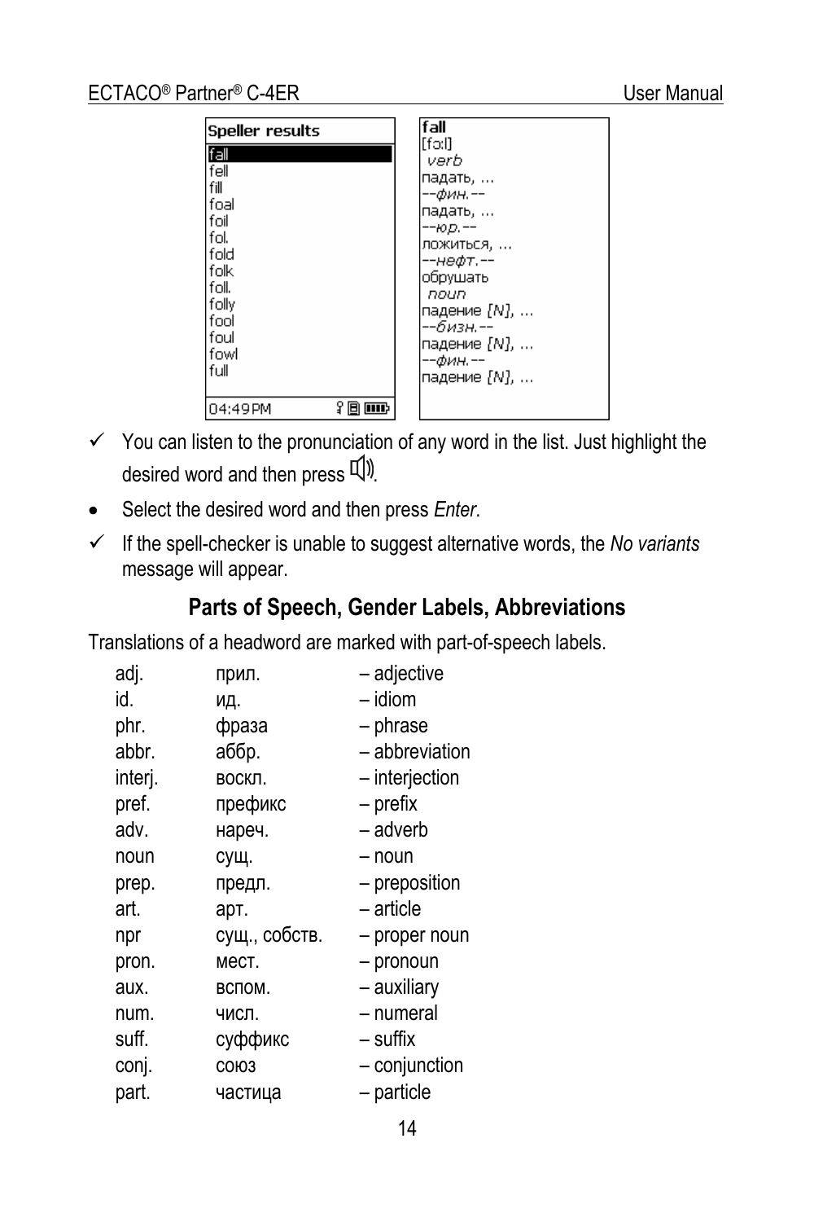Speller results

fall
fell
fill
foal
foil
fol.
fold
folk
foll.
folly
fool
foul
fowl
full

04:49PM

fall
[fɔ:l]
verb
падать, ...
--фин.--
падать, ...
--юр.--
ложиться, ...
--нефт.--
обрушать
noun
падение [N], ...
--бизн.--
падение [N], ...
--фин.--
падение [N], ...

- ✓ You can listen to the pronunciation of any word in the list. Just highlight the desired word and then press 🔊.
- Select the desired word and then press *Enter*.
- ✓ If the spell-checker is unable to suggest alternative words, the *No variants* message will appear.

## Parts of Speech, Gender Labels, Abbreviations

Translations of a headword are marked with part-of-speech labels.

| | | |
|---|---|---|
| adj. | прил. | – adjective |
| id. | ид. | – idiom |
| phr. | фраза | – phrase |
| abbr. | аббр. | – abbreviation |
| interj. | воскл. | – interjection |
| pref. | префикс | – prefix |
| adv. | нареч. | – adverb |
| noun | сущ. | – noun |
| prep. | предл. | – preposition |
| art. | арт. | – article |
| npr | сущ., собств. | – proper noun |
| pron. | мест. | – pronoun |
| aux. | вспом. | – auxiliary |
| num. | числ. | – numeral |
| suff. | суффикс | – suffix |
| conj. | союз | – conjunction |
| part. | частица | – particle |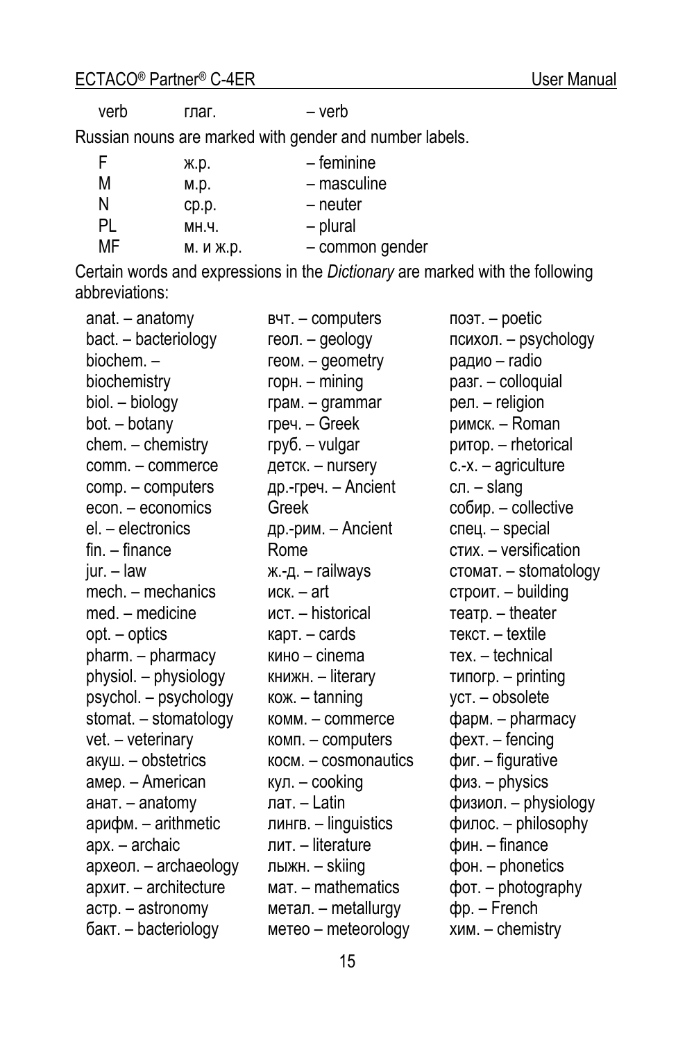| | | |
|---|---|---|
| verb | глаг. | – verb |

Russian nouns are marked with gender and number labels.

| | | |
|---|---|---|
| F | ж.р. | – feminine |
| M | м.р. | – masculine |
| N | ср.р. | – neuter |
| PL | мн.ч. | – plural |
| MF | м. и ж.р. | – common gender |

Certain words and expressions in the *Dictionary* are marked with the following abbreviations:

anat. – anatomy
bact. – bacteriology
biochem. – biochemistry
biol. – biology
bot. – botany
chem. – chemistry
comm. – commerce
comp. – computers
econ. – economics
el. – electronics
fin. – finance
jur. – law
mech. – mechanics
med. – medicine
opt. – optics
pharm. – pharmacy
physiol. – physiology
psychol. – psychology
stomat. – stomatology
vet. – veterinary
акуш. – obstetrics
амер. – American
анат. – anatomy
арифм. – arithmetic
арх. – archaic
археол. – archaeology
архит. – architecture
астр. – astronomy
бакт. – bacteriology
вчт. – computers
геол. – geology
геом. – geometry
горн. – mining
грам. – grammar
греч. – Greek
груб. – vulgar
детск. – nursery
др.-греч. – Ancient Greek
др.-рим. – Ancient Rome
ж.-д. – railways
иск. – art
ист. – historical
карт. – cards
кино – cinema
книжн. – literary
кож. – tanning
комм. – commerce
комп. – computers
косм. – cosmonautics
кул. – cooking
лат. – Latin
лингв. – linguistics
лит. – literature
лыжн. – skiing
мат. – mathematics
метал. – metallurgy
метео – meteorology
поэт. – poetic
психол. – psychology
радио – radio
разг. – colloquial
рел. – religion
римск. – Roman
ритор. – rhetorical
с.-х. – agriculture
сл. – slang
собир. – collective
спец. – special
стих. – versification
стомат. – stomatology
строит. – building
театр. – theater
текст. – textile
тех. – technical
типогр. – printing
уст. – obsolete
фарм. – pharmacy
фехт. – fencing
фиг. – figurative
физ. – physics
физиол. – physiology
филос. – philosophy
фин. – finance
фон. – phonetics
фот. – photography
фр. – French
хим. – chemistry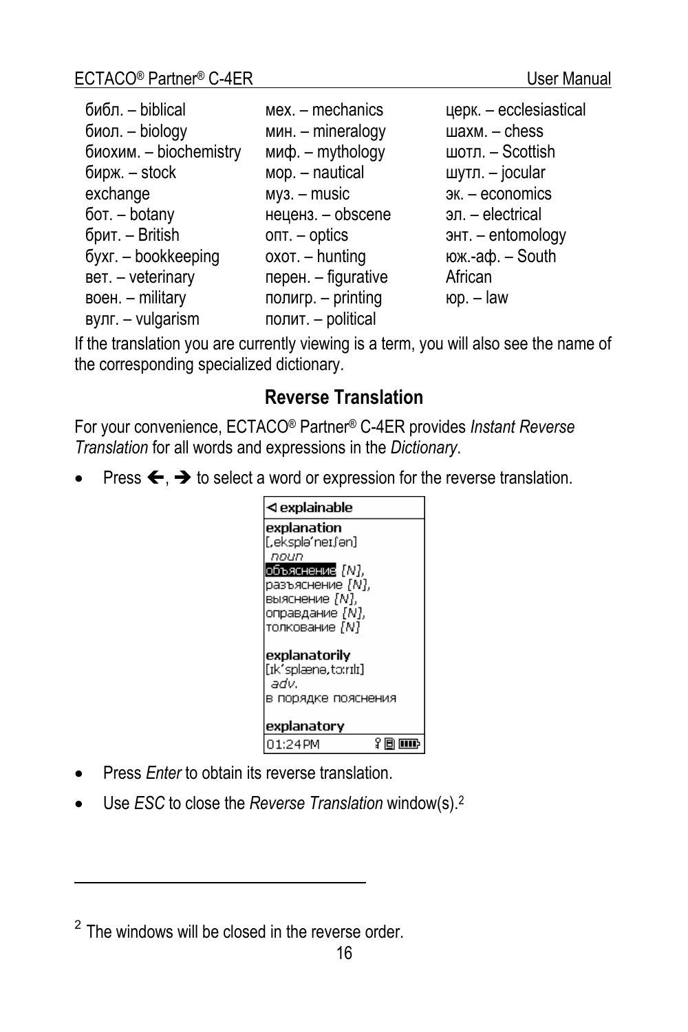библ. – biblical
биол. – biology
биохим. – biochemistry
бирж. – stock exchange
бот. – botany
брит. – British
бухг. – bookkeeping
вет. – veterinary
воен. – military
вулг. – vulgarism
мех. – mechanics
мин. – mineralogy
миф. – mythology
мор. – nautical
муз. – music
неценз. – obscene
опт. – optics
охот. – hunting
перен. – figurative
полигр. – printing
полит. – political
церк. – ecclesiastical
шахм. – chess
шотл. – Scottish
шутл. – jocular
эк. – economics
эл. – electrical
энт. – entomology
юж.-аф. – South African
юр. – law

If the translation you are currently viewing is a term, you will also see the name of the corresponding specialized dictionary.

## Reverse Translation

For your convenience, ECTACO® Partner® C-4ER provides *Instant Reverse Translation* for all words and expressions in the *Dictionary*.

- Press 🡐, 🡒 to select a word or expression for the reverse translation.

```
◁ explainable
explanation
[ˌekspləˈneɪʃən]
 noun
объяснение {N},
разъяснение {N},
выяснение {N},
оправдание {N},
толкование {N}

explanatorily
[ɪkˈsplænəˌtɔːrɪlɪ]
 adv.
в порядке пояснения

explanatory
01:24PM
```

- Press *Enter* to obtain its reverse translation.
- Use *ESC* to close the *Reverse Translation* window(s).[2]

[2] The windows will be closed in the reverse order.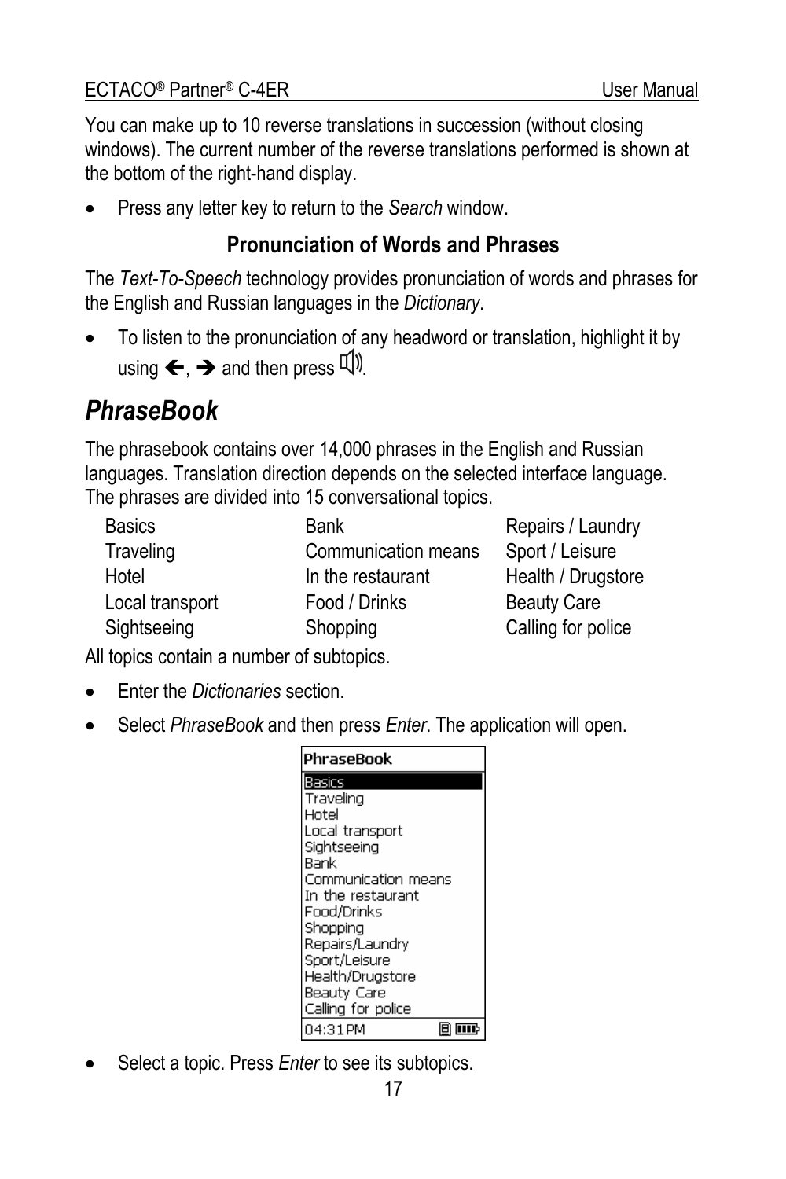You can make up to 10 reverse translations in succession (without closing windows). The current number of the reverse translations performed is shown at the bottom of the right-hand display.

- Press any letter key to return to the *Search* window.

### Pronunciation of Words and Phrases

The *Text-To-Speech* technology provides pronunciation of words and phrases for the English and Russian languages in the *Dictionary*.

- To listen to the pronunciation of any headword or translation, highlight it by using ←, → and then press 🔊.

## *PhraseBook*

The phrasebook contains over 14,000 phrases in the English and Russian languages. Translation direction depends on the selected interface language. The phrases are divided into 15 conversational topics.

| | | |
|---|---|---|
| Basics | Bank | Repairs / Laundry |
| Traveling | Communication means | Sport / Leisure |
| Hotel | In the restaurant | Health / Drugstore |
| Local transport | Food / Drinks | Beauty Care |
| Sightseeing | Shopping | Calling for police |

All topics contain a number of subtopics.

- Enter the *Dictionaries* section.
- Select *PhraseBook* and then press *Enter*. The application will open.

```
PhraseBook
Basics
Traveling
Hotel
Local transport
Sightseeing
Bank
Communication means
In the restaurant
Food/Drinks
Shopping
Repairs/Laundry
Sport/Leisure
Health/Drugstore
Beauty Care
Calling for police
04:31PM
```

- Select a topic. Press *Enter* to see its subtopics.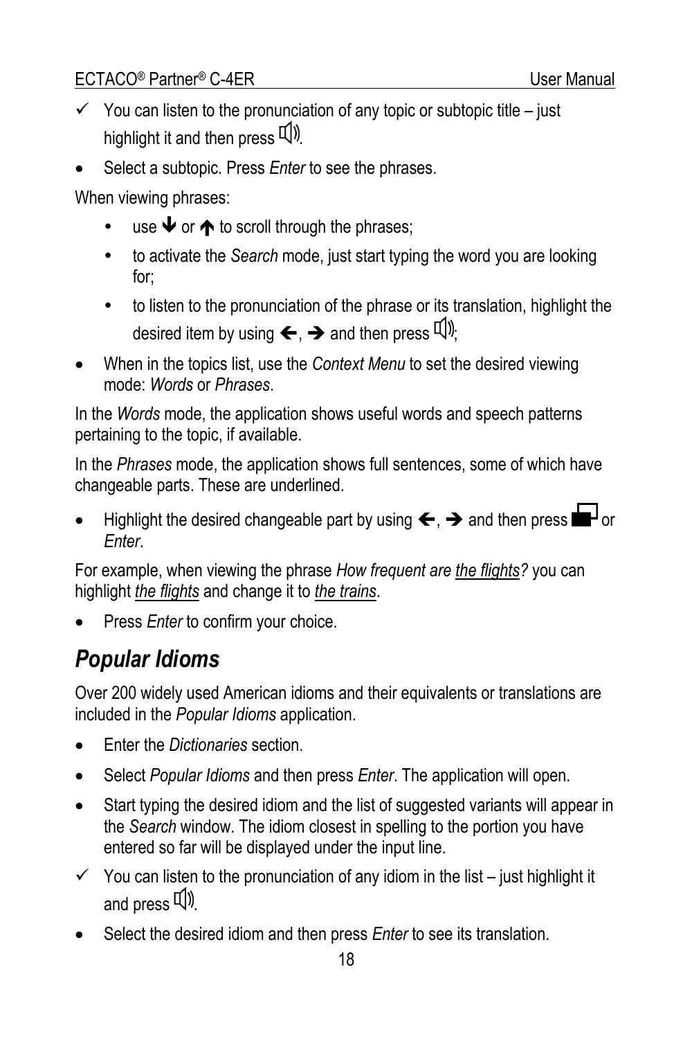- ✓ You can listen to the pronunciation of any topic or subtopic title – just highlight it and then press 🔊.
- Select a subtopic. Press *Enter* to see the phrases.

When viewing phrases:

- use ↓ or ↑ to scroll through the phrases;
- to activate the *Search* mode, just start typing the word you are looking for;
- to listen to the pronunciation of the phrase or its translation, highlight the desired item by using ←, → and then press 🔊;

- When in the topics list, use the *Context Menu* to set the desired viewing mode: *Words* or *Phrases*.

In the *Words* mode, the application shows useful words and speech patterns pertaining to the topic, if available.

In the *Phrases* mode, the application shows full sentences, some of which have changeable parts. These are underlined.

- Highlight the desired changeable part by using ←, → and then press ▬ or *Enter*.

For example, when viewing the phrase *How frequent are <u>the flights</u>?* you can highlight *<u>the flights</u>* and change it to *<u>the trains</u>*.

- Press *Enter* to confirm your choice.

## *Popular Idioms*

Over 200 widely used American idioms and their equivalents or translations are included in the *Popular Idioms* application.

- Enter the *Dictionaries* section.
- Select *Popular Idioms* and then press *Enter*. The application will open.
- Start typing the desired idiom and the list of suggested variants will appear in the *Search* window. The idiom closest in spelling to the portion you have entered so far will be displayed under the input line.
- ✓ You can listen to the pronunciation of any idiom in the list – just highlight it and press 🔊.
- Select the desired idiom and then press *Enter* to see its translation.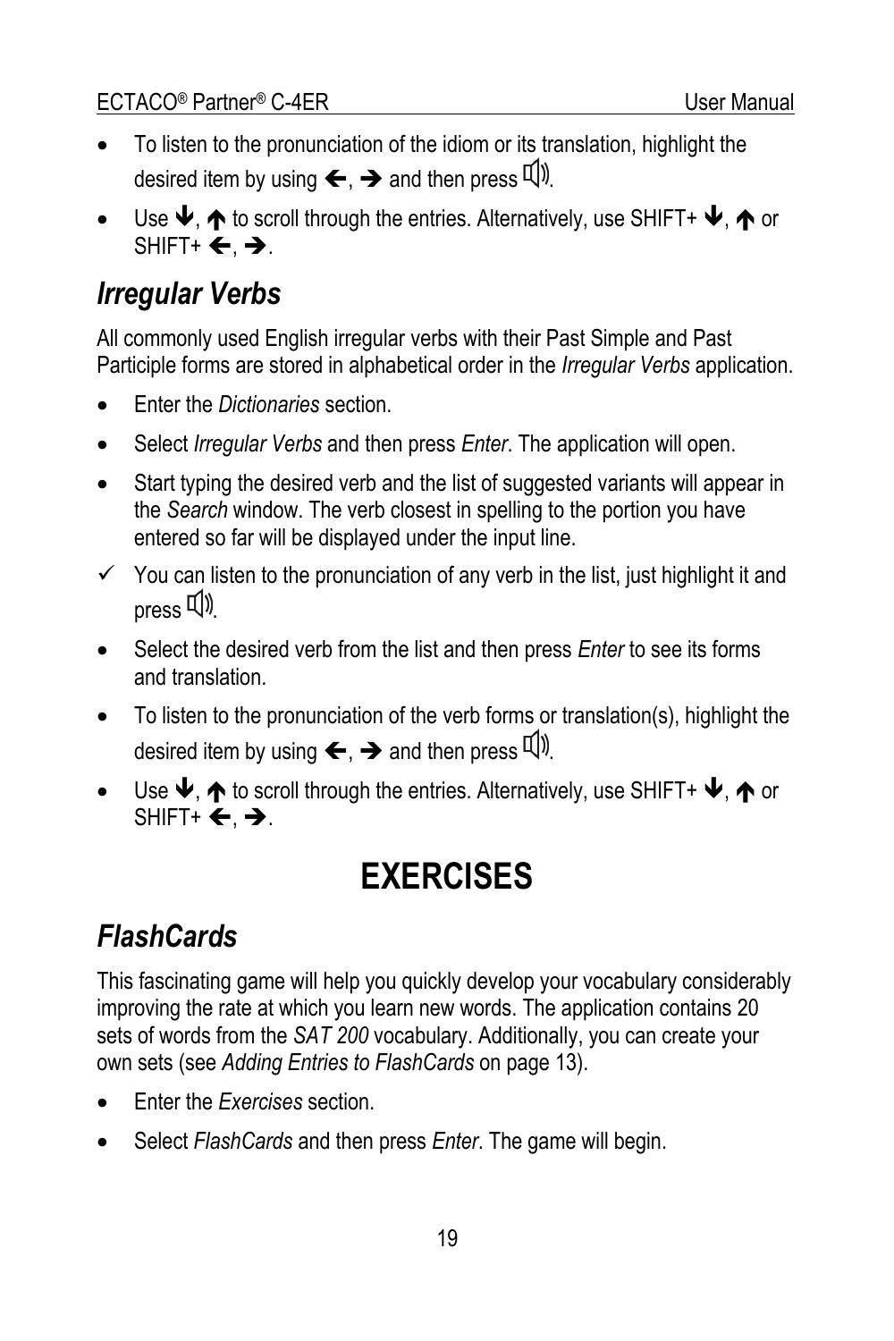- To listen to the pronunciation of the idiom or its translation, highlight the desired item by using ←, → and then press 🔊.
- Use ↓, ↑ to scroll through the entries. Alternatively, use SHIFT+ ↓, ↑ or SHIFT+ ←, →.

## *Irregular Verbs*

All commonly used English irregular verbs with their Past Simple and Past Participle forms are stored in alphabetical order in the *Irregular Verbs* application.

- Enter the *Dictionaries* section.
- Select *Irregular Verbs* and then press *Enter*. The application will open.
- Start typing the desired verb and the list of suggested variants will appear in the *Search* window. The verb closest in spelling to the portion you have entered so far will be displayed under the input line.

✓ You can listen to the pronunciation of any verb in the list, just highlight it and press 🔊.

- Select the desired verb from the list and then press *Enter* to see its forms and translation.
- To listen to the pronunciation of the verb forms or translation(s), highlight the desired item by using ←, → and then press 🔊.
- Use ↓, ↑ to scroll through the entries. Alternatively, use SHIFT+ ↓, ↑ or SHIFT+ ←, →.

# EXERCISES

## *FlashCards*

This fascinating game will help you quickly develop your vocabulary considerably improving the rate at which you learn new words. The application contains 20 sets of words from the *SAT 200* vocabulary. Additionally, you can create your own sets (see *Adding Entries to FlashCards* on page 13).

- Enter the *Exercises* section.
- Select *FlashCards* and then press *Enter*. The game will begin.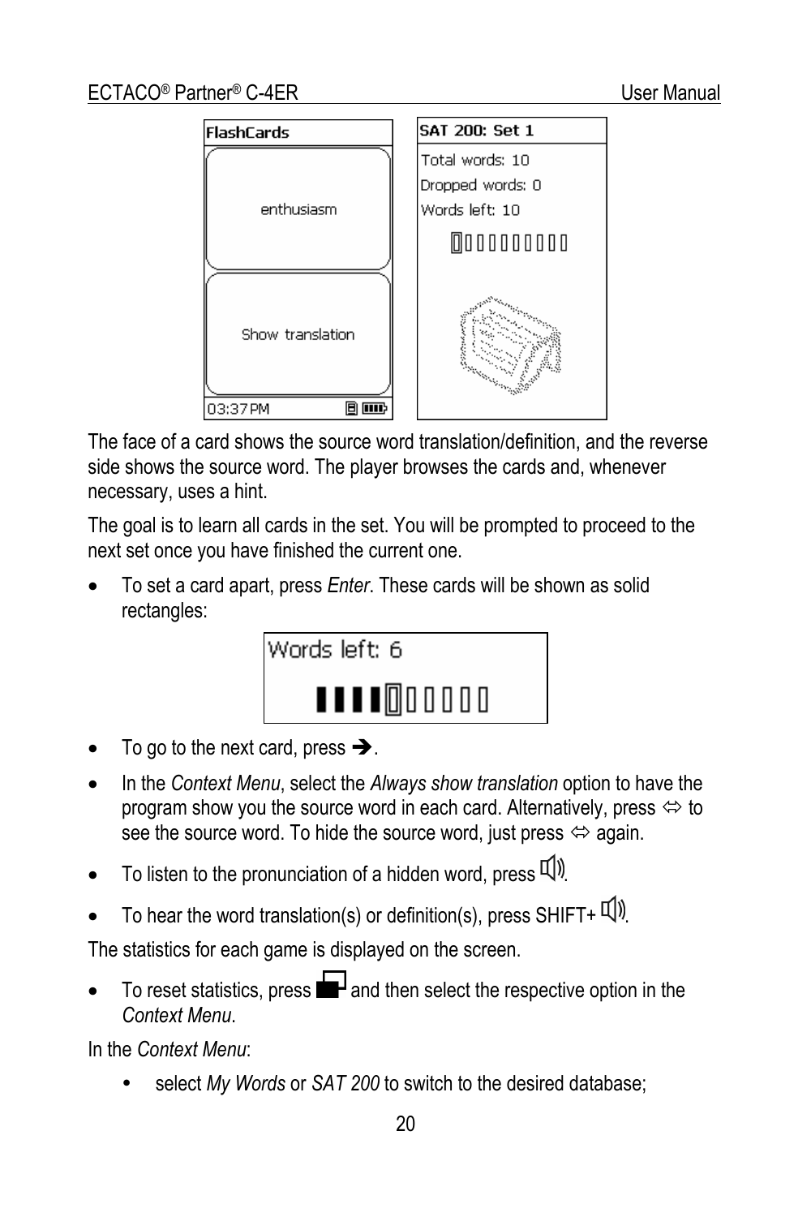The face of a card shows the source word translation/definition, and the reverse side shows the source word. The player browses the cards and, whenever necessary, uses a hint.

The goal is to learn all cards in the set. You will be prompted to proceed to the next set once you have finished the current one.

- To set a card apart, press *Enter*. These cards will be shown as solid rectangles:

- To go to the next card, press ➔.
- In the *Context Menu*, select the *Always show translation* option to have the program show you the source word in each card. Alternatively, press ⇔ to see the source word. To hide the source word, just press ⇔ again.
- To listen to the pronunciation of a hidden word, press 🕪.
- To hear the word translation(s) or definition(s), press SHIFT+ 🕪.

The statistics for each game is displayed on the screen.

- To reset statistics, press ▬ and then select the respective option in the *Context Menu*.

In the *Context Menu*:

- select *My Words* or *SAT 200* to switch to the desired database;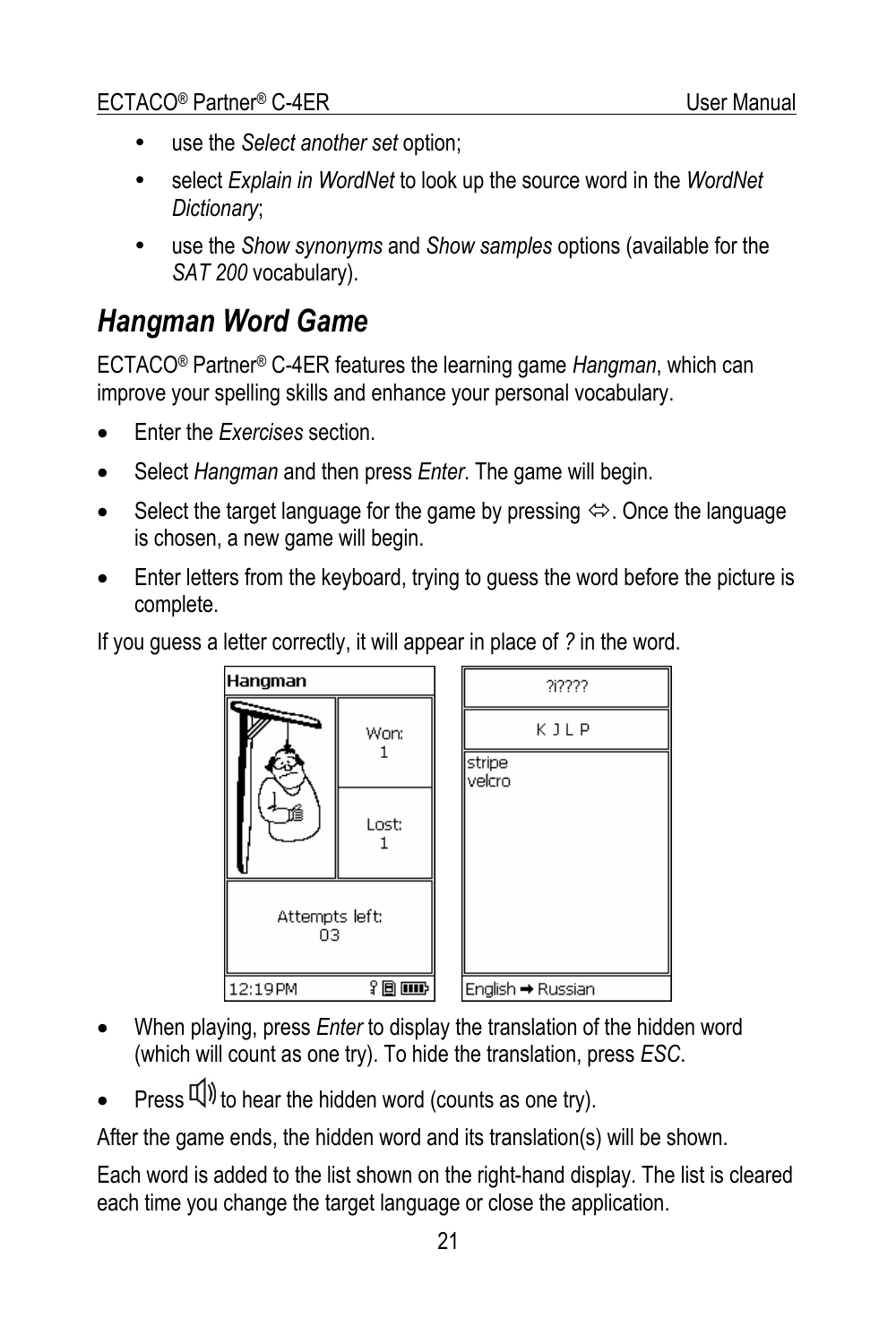- use the *Select another set* option;
- select *Explain in WordNet* to look up the source word in the *WordNet Dictionary*;
- use the *Show synonyms* and *Show samples* options (available for the *SAT 200* vocabulary).

## *Hangman Word Game*

ECTACO® Partner® C-4ER features the learning game *Hangman*, which can improve your spelling skills and enhance your personal vocabulary.

- Enter the *Exercises* section.
- Select *Hangman* and then press *Enter*. The game will begin.
- Select the target language for the game by pressing ⇔. Once the language is chosen, a new game will begin.
- Enter letters from the keyboard, trying to guess the word before the picture is complete.

If you guess a letter correctly, it will appear in place of *?* in the word.

- When playing, press *Enter* to display the translation of the hidden word (which will count as one try). To hide the translation, press *ESC*.
- Press 🔊 to hear the hidden word (counts as one try).

After the game ends, the hidden word and its translation(s) will be shown.

Each word is added to the list shown on the right-hand display. The list is cleared each time you change the target language or close the application.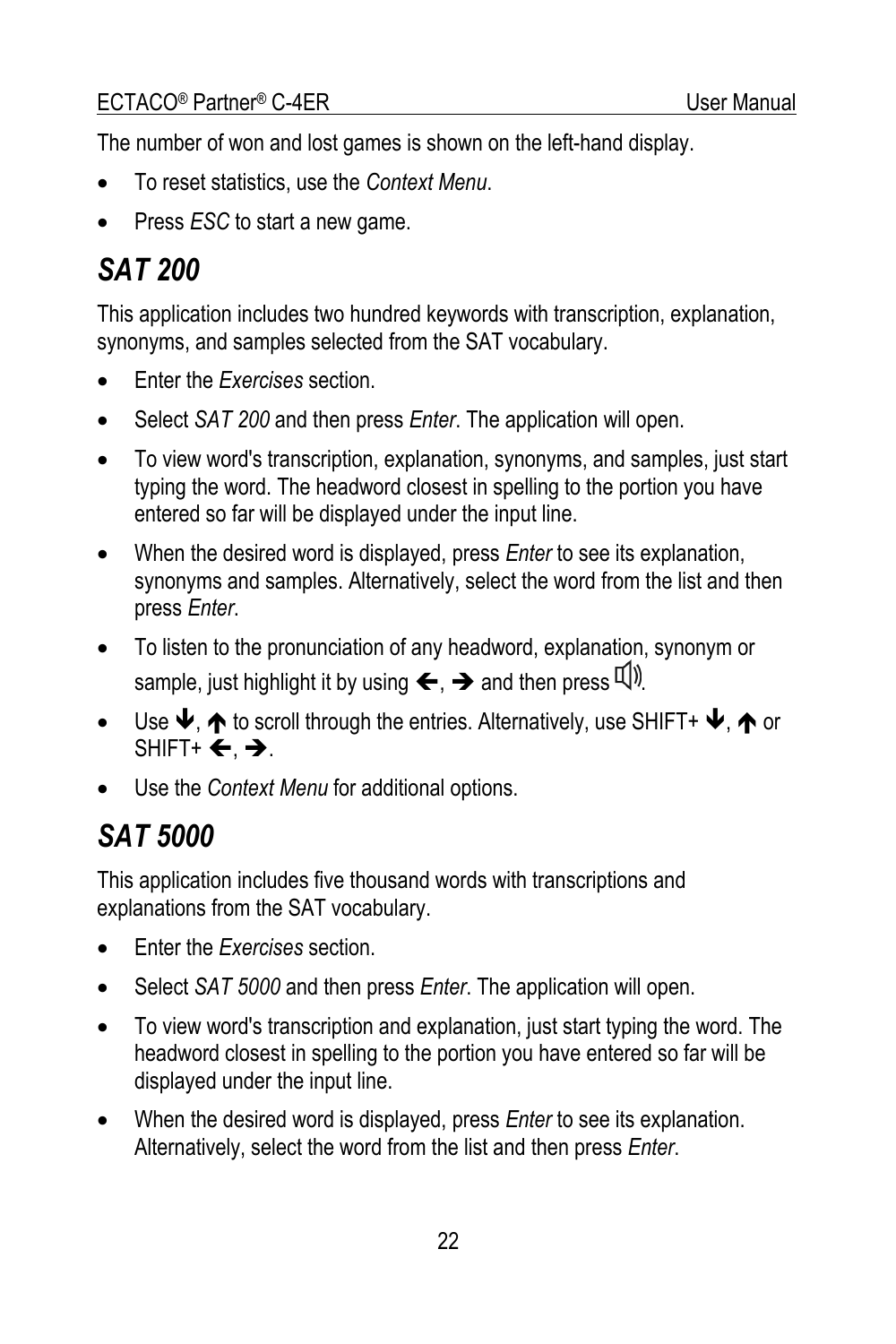The number of won and lost games is shown on the left-hand display.

- To reset statistics, use the *Context Menu*.
- Press *ESC* to start a new game.

## *SAT 200*

This application includes two hundred keywords with transcription, explanation, synonyms, and samples selected from the SAT vocabulary.

- Enter the *Exercises* section.
- Select *SAT 200* and then press *Enter*. The application will open.
- To view word's transcription, explanation, synonyms, and samples, just start typing the word. The headword closest in spelling to the portion you have entered so far will be displayed under the input line.
- When the desired word is displayed, press *Enter* to see its explanation, synonyms and samples. Alternatively, select the word from the list and then press *Enter*.
- To listen to the pronunciation of any headword, explanation, synonym or sample, just highlight it by using ←, → and then press 🔊.
- Use ↓, ↑ to scroll through the entries. Alternatively, use SHIFT+ ↓, ↑ or SHIFT+ ←, →.
- Use the *Context Menu* for additional options.

## *SAT 5000*

This application includes five thousand words with transcriptions and explanations from the SAT vocabulary.

- Enter the *Exercises* section.
- Select *SAT 5000* and then press *Enter*. The application will open.
- To view word's transcription and explanation, just start typing the word. The headword closest in spelling to the portion you have entered so far will be displayed under the input line.
- When the desired word is displayed, press *Enter* to see its explanation. Alternatively, select the word from the list and then press *Enter*.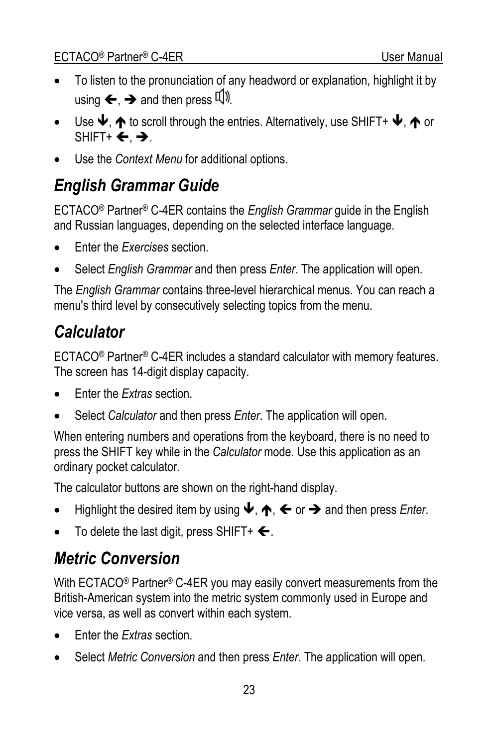- To listen to the pronunciation of any headword or explanation, highlight it by using ←, → and then press 🔊.
- Use ↓, ↑ to scroll through the entries. Alternatively, use SHIFT+ ↓, ↑ or SHIFT+ ←, →.
- Use the *Context Menu* for additional options.

## *English Grammar Guide*

ECTACO® Partner® C-4ER contains the *English Grammar* guide in the English and Russian languages, depending on the selected interface language.

- Enter the *Exercises* section.
- Select *English Grammar* and then press *Enter*. The application will open.

The *English Grammar* contains three-level hierarchical menus. You can reach a menu's third level by consecutively selecting topics from the menu.

## *Calculator*

ECTACO® Partner® C-4ER includes a standard calculator with memory features. The screen has 14-digit display capacity.

- Enter the *Extras* section.
- Select *Calculator* and then press *Enter*. The application will open.

When entering numbers and operations from the keyboard, there is no need to press the SHIFT key while in the *Calculator* mode. Use this application as an ordinary pocket calculator.

The calculator buttons are shown on the right-hand display.

- Highlight the desired item by using ↓, ↑, ← or → and then press *Enter*.
- To delete the last digit, press SHIFT+ ←.

## *Metric Conversion*

With ECTACO® Partner® C-4ER you may easily convert measurements from the British-American system into the metric system commonly used in Europe and vice versa, as well as convert within each system.

- Enter the *Extras* section.
- Select *Metric Conversion* and then press *Enter*. The application will open.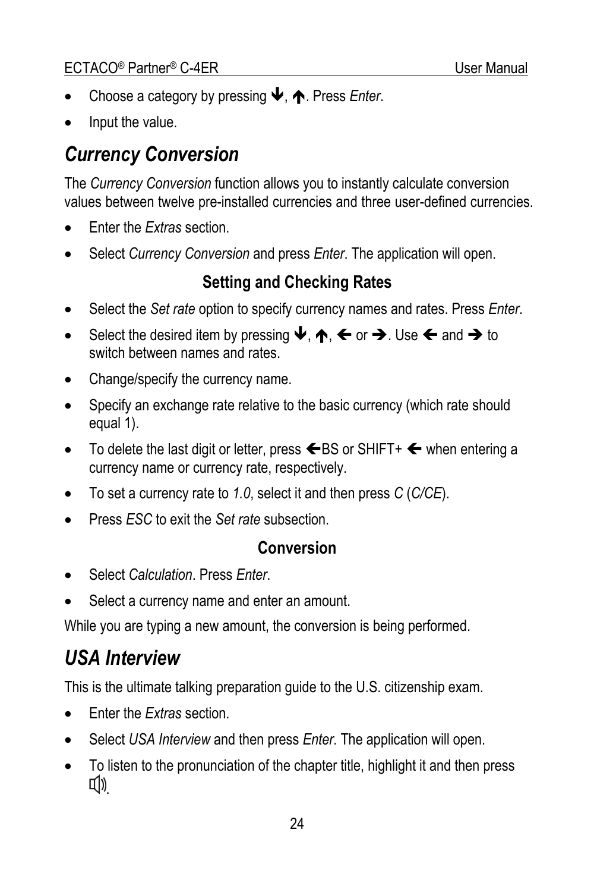- Choose a category by pressing 🡻, 🡹. Press *Enter*.
- Input the value.

## Currency Conversion

The *Currency Conversion* function allows you to instantly calculate conversion values between twelve pre-installed currencies and three user-defined currencies.

- Enter the *Extras* section.
- Select *Currency Conversion* and press *Enter*. The application will open.

### Setting and Checking Rates

- Select the *Set rate* option to specify currency names and rates. Press *Enter*.
- Select the desired item by pressing 🡻, 🡹, 🡸 or 🡺. Use 🡸 and 🡺 to switch between names and rates.
- Change/specify the currency name.
- Specify an exchange rate relative to the basic currency (which rate should equal 1).
- To delete the last digit or letter, press 🡸BS or SHIFT+ 🡸 when entering a currency name or currency rate, respectively.
- To set a currency rate to *1.0*, select it and then press *C* (*C/CE*).
- Press *ESC* to exit the *Set rate* subsection.

### Conversion

- Select *Calculation*. Press *Enter*.
- Select a currency name and enter an amount.

While you are typing a new amount, the conversion is being performed.

## USA Interview

This is the ultimate talking preparation guide to the U.S. citizenship exam.

- Enter the *Extras* section.
- Select *USA Interview* and then press *Enter*. The application will open.
- To listen to the pronunciation of the chapter title, highlight it and then press 🔊.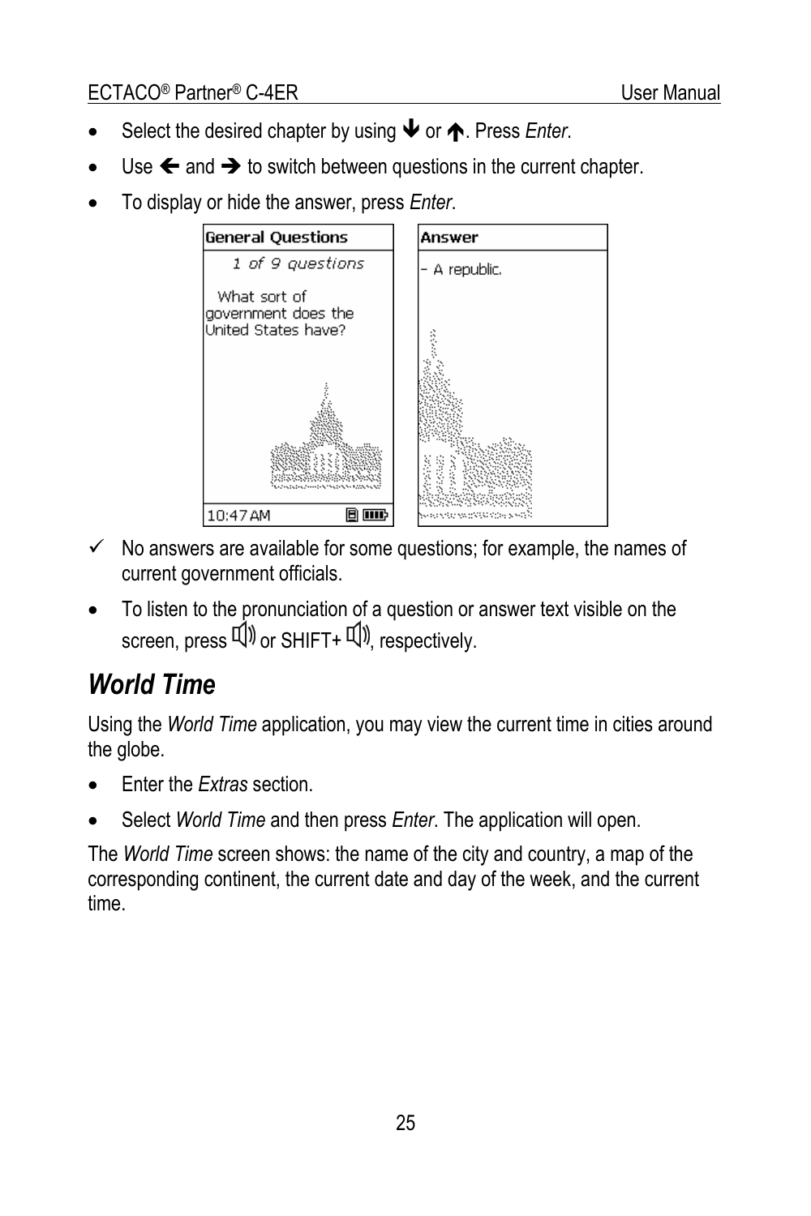- Select the desired chapter by using ↓ or ↑. Press *Enter*.
- Use ← and → to switch between questions in the current chapter.
- To display or hide the answer, press *Enter*.

✓ No answers are available for some questions; for example, the names of current government officials.

- To listen to the pronunciation of a question or answer text visible on the screen, press 🔊 or SHIFT+ 🔊, respectively.

## *World Time*

Using the *World Time* application, you may view the current time in cities around the globe.

- Enter the *Extras* section.
- Select *World Time* and then press *Enter*. The application will open.

The *World Time* screen shows: the name of the city and country, a map of the corresponding continent, the current date and day of the week, and the current time.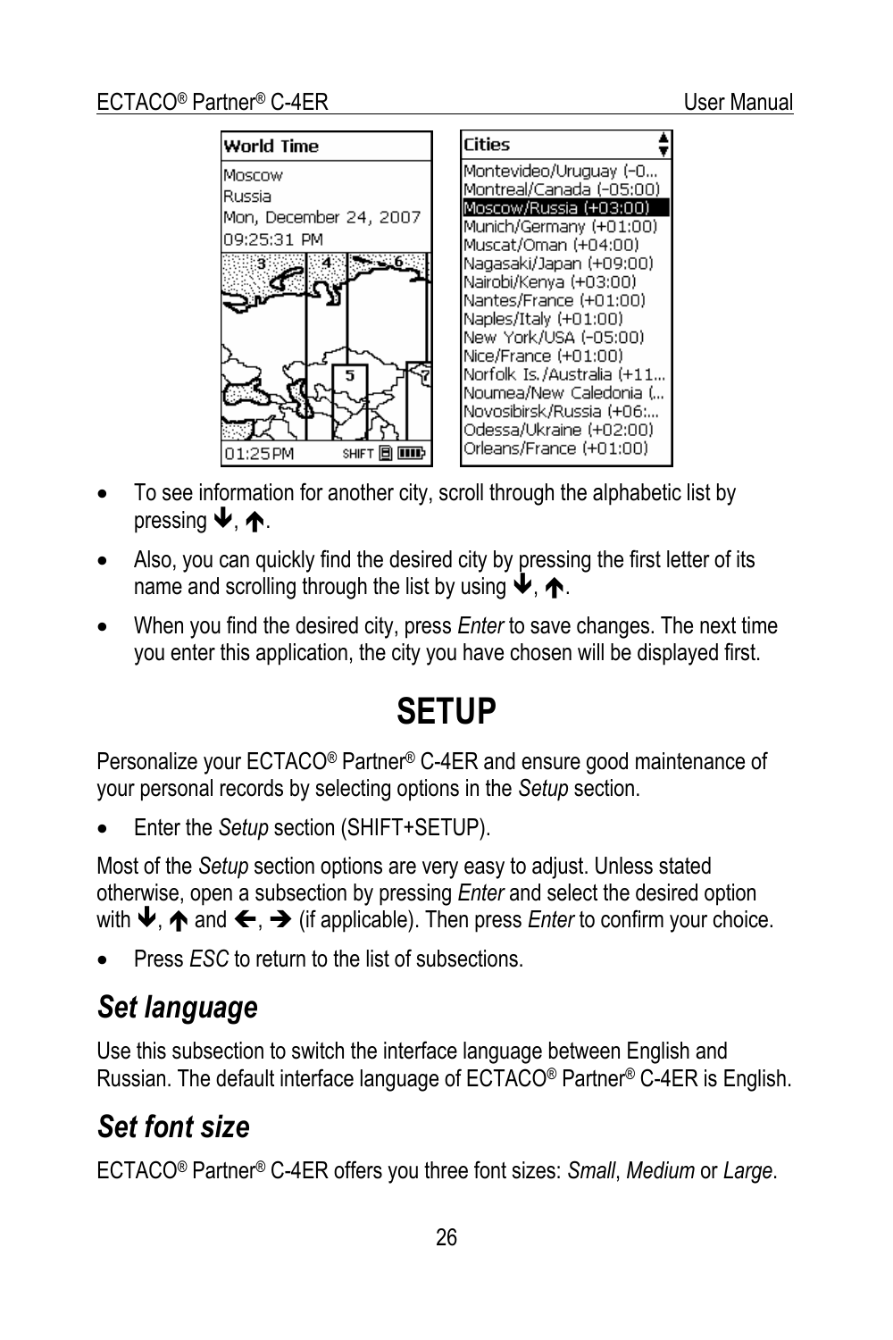- To see information for another city, scroll through the alphabetic list by pressing ↓, ↑.
- Also, you can quickly find the desired city by pressing the first letter of its name and scrolling through the list by using ↓, ↑.
- When you find the desired city, press *Enter* to save changes. The next time you enter this application, the city you have chosen will be displayed first.

# SETUP

Personalize your ECTACO® Partner® C-4ER and ensure good maintenance of your personal records by selecting options in the *Setup* section.

- Enter the *Setup* section (SHIFT+SETUP).

Most of the *Setup* section options are very easy to adjust. Unless stated otherwise, open a subsection by pressing *Enter* and select the desired option with ↓, ↑ and ←, → (if applicable). Then press *Enter* to confirm your choice.

- Press *ESC* to return to the list of subsections.

## *Set language*

Use this subsection to switch the interface language between English and Russian. The default interface language of ECTACO® Partner® C-4ER is English.

## *Set font size*

ECTACO® Partner® C-4ER offers you three font sizes: *Small*, *Medium* or *Large*.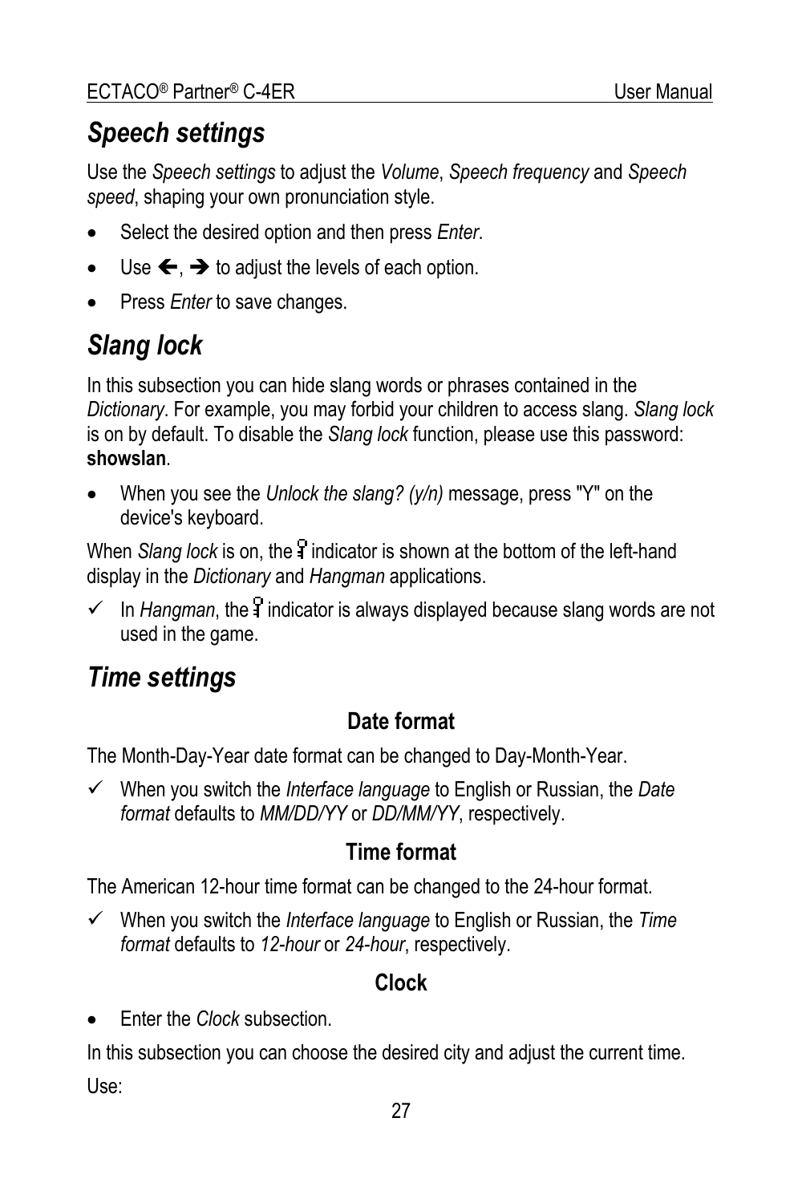## *Speech settings*

Use the *Speech settings* to adjust the *Volume*, *Speech frequency* and *Speech speed*, shaping your own pronunciation style.

- Select the desired option and then press *Enter*.
- Use 🡐, 🡒 to adjust the levels of each option.
- Press *Enter* to save changes.

## *Slang lock*

In this subsection you can hide slang words or phrases contained in the *Dictionary*. For example, you may forbid your children to access slang. *Slang lock* is on by default. To disable the *Slang lock* function, please use this password: **showslan**.

- When you see the *Unlock the slang? (y/n)* message, press "Y" on the device's keyboard.

When *Slang lock* is on, the indicator is shown at the bottom of the left-hand display in the *Dictionary* and *Hangman* applications.

✓ In *Hangman*, the indicator is always displayed because slang words are not used in the game.

## *Time settings*

### Date format

The Month-Day-Year date format can be changed to Day-Month-Year.

✓ When you switch the *Interface language* to English or Russian, the *Date format* defaults to *MM/DD/YY* or *DD/MM/YY*, respectively.

### Time format

The American 12-hour time format can be changed to the 24-hour format.

✓ When you switch the *Interface language* to English or Russian, the *Time format* defaults to *12-hour* or *24-hour*, respectively.

### Clock

- Enter the *Clock* subsection.

In this subsection you can choose the desired city and adjust the current time.

Use: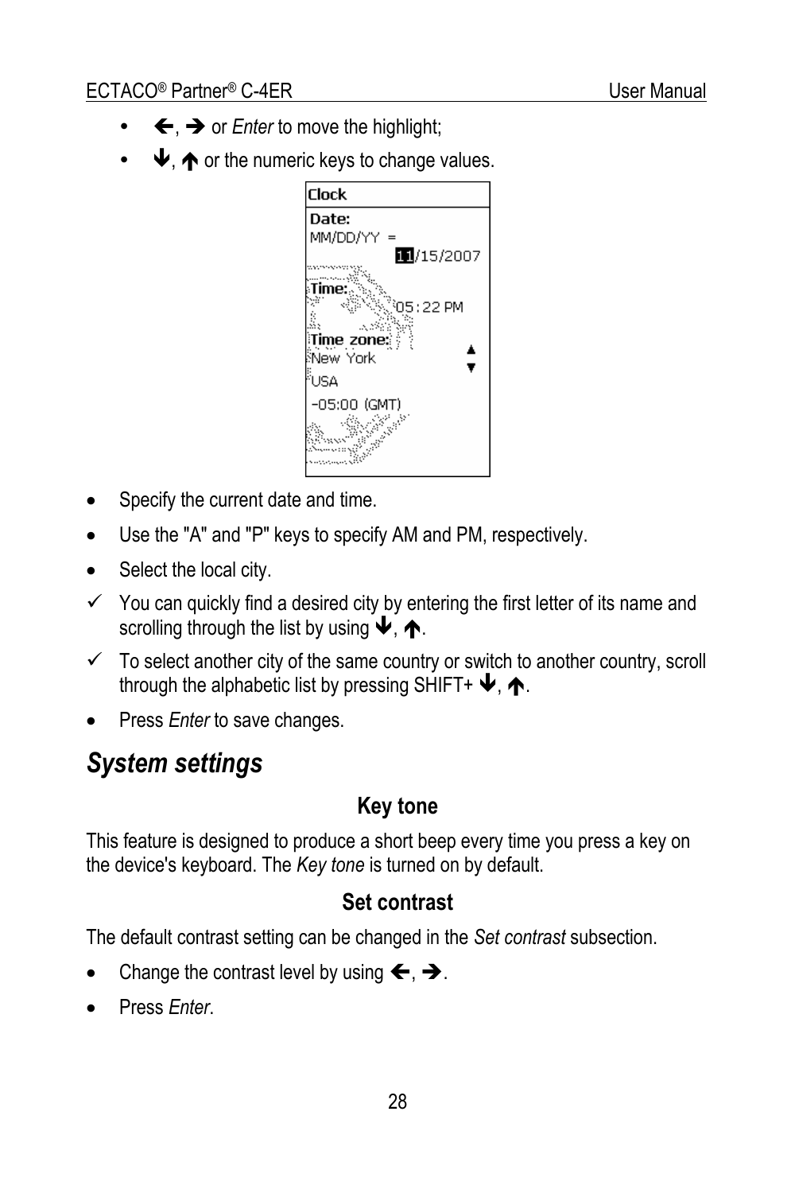- ←, → or *Enter* to move the highlight;
- ↓, ↑ or the numeric keys to change values.

- Specify the current date and time.
- Use the "A" and "P" keys to specify AM and PM, respectively.
- Select the local city.

✓ You can quickly find a desired city by entering the first letter of its name and scrolling through the list by using ↓, ↑.

✓ To select another city of the same country or switch to another country, scroll through the alphabetic list by pressing SHIFT+ ↓, ↑.

- Press *Enter* to save changes.

## *System settings*

### Key tone

This feature is designed to produce a short beep every time you press a key on the device's keyboard. The *Key tone* is turned on by default.

### Set contrast

The default contrast setting can be changed in the *Set contrast* subsection.

- Change the contrast level by using ←, →.
- Press *Enter*.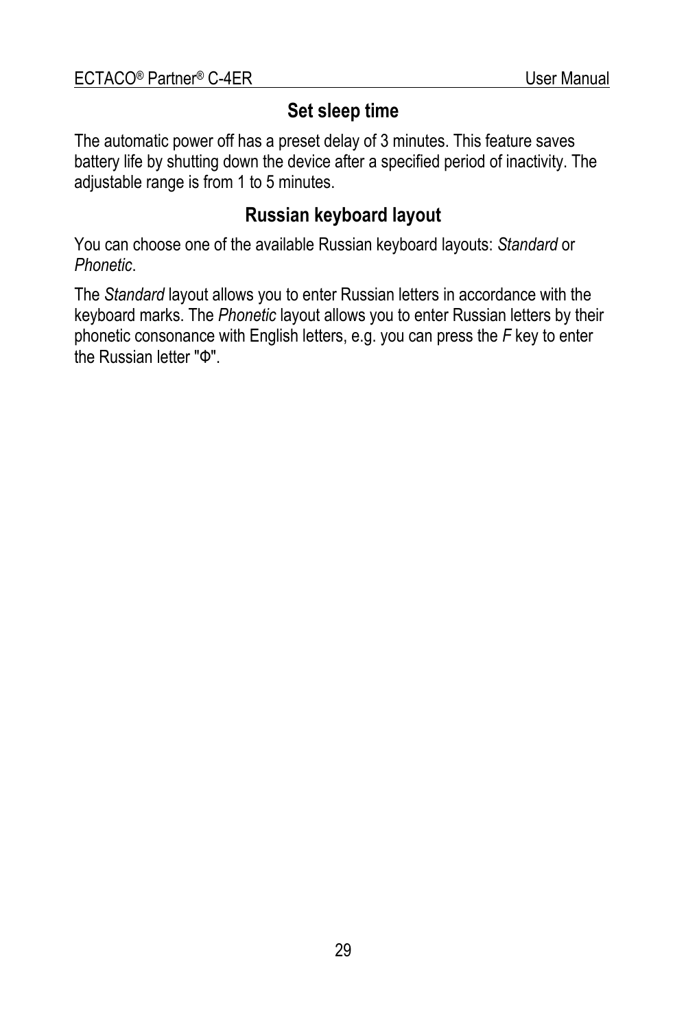## Set sleep time

The automatic power off has a preset delay of 3 minutes. This feature saves battery life by shutting down the device after a specified period of inactivity. The adjustable range is from 1 to 5 minutes.

## Russian keyboard layout

You can choose one of the available Russian keyboard layouts: *Standard* or *Phonetic*.

The *Standard* layout allows you to enter Russian letters in accordance with the keyboard marks. The *Phonetic* layout allows you to enter Russian letters by their phonetic consonance with English letters, e.g. you can press the *F* key to enter the Russian letter "Ф".